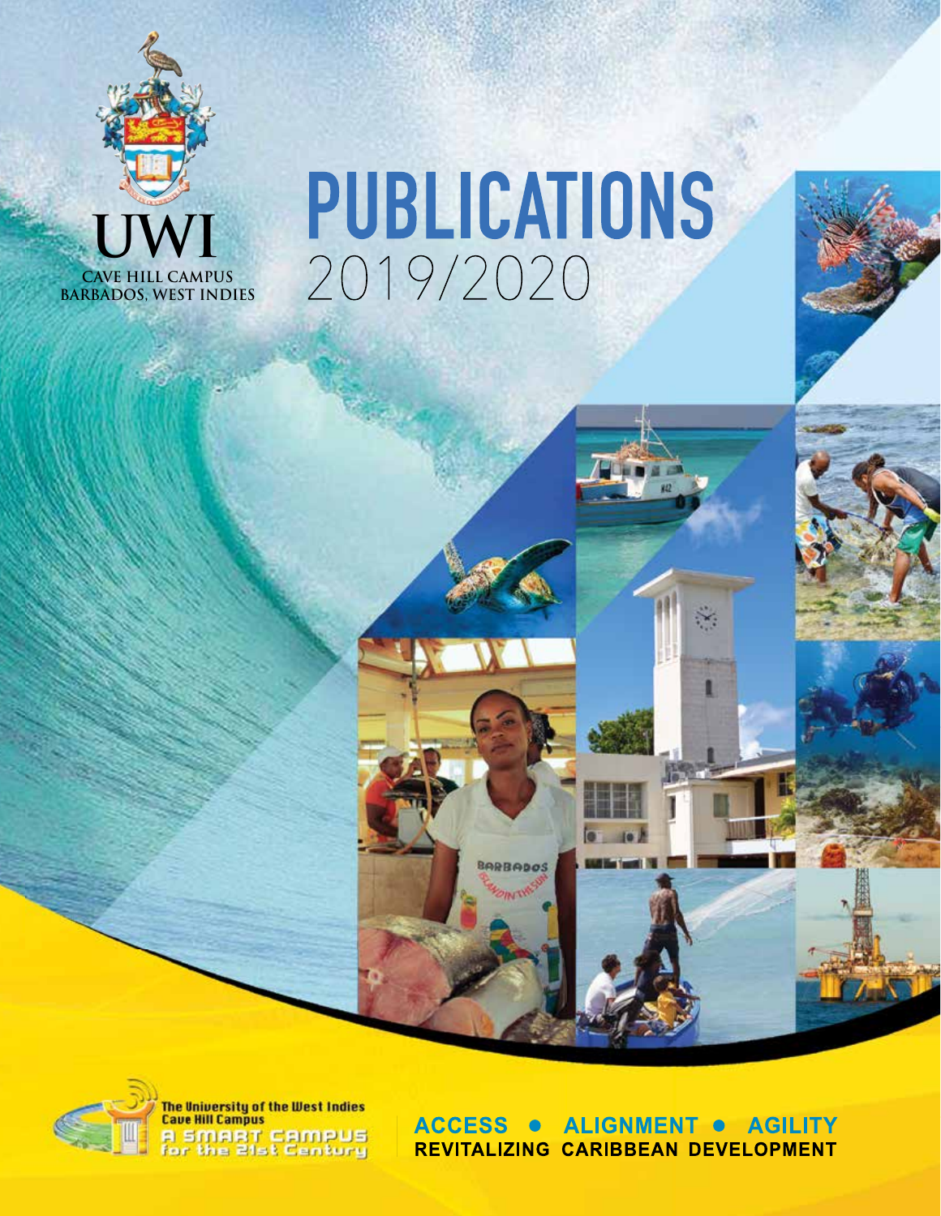UWI

CAVE HILL CAMPUS
BARBADOS, WEST INDIES

# PUBLICATIONS
## 2019/2020

The University of the West Indies
Cave Hill Campus
A SMART CAMPUS for the 21st Century

**ACCESS • ALIGNMENT • AGILITY**
**REVITALIZING CARIBBEAN DEVELOPMENT**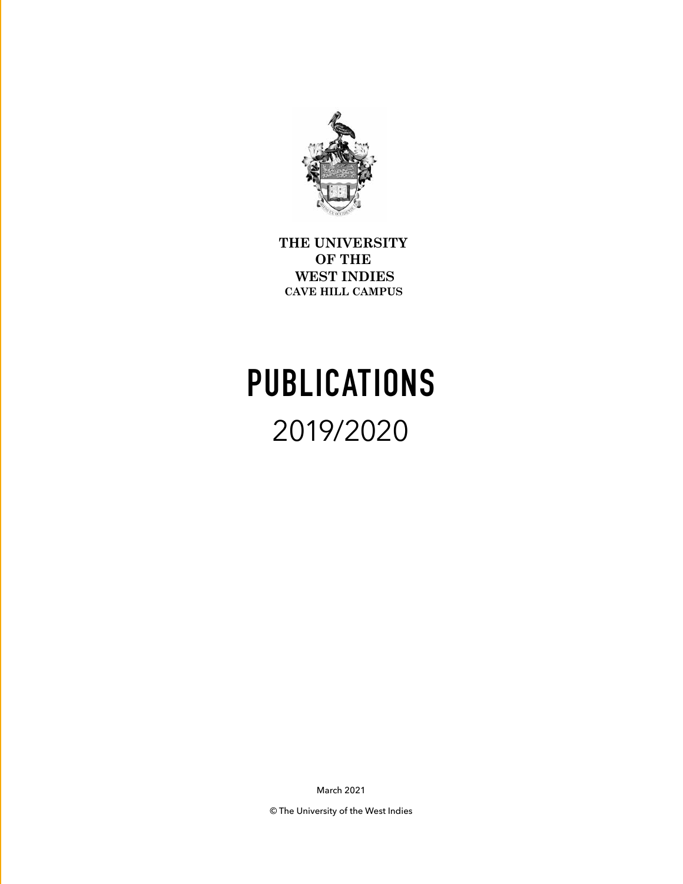THE UNIVERSITY
OF THE
WEST INDIES
CAVE HILL CAMPUS

# PUBLICATIONS

## 2019/2020

March 2021

© The University of the West Indies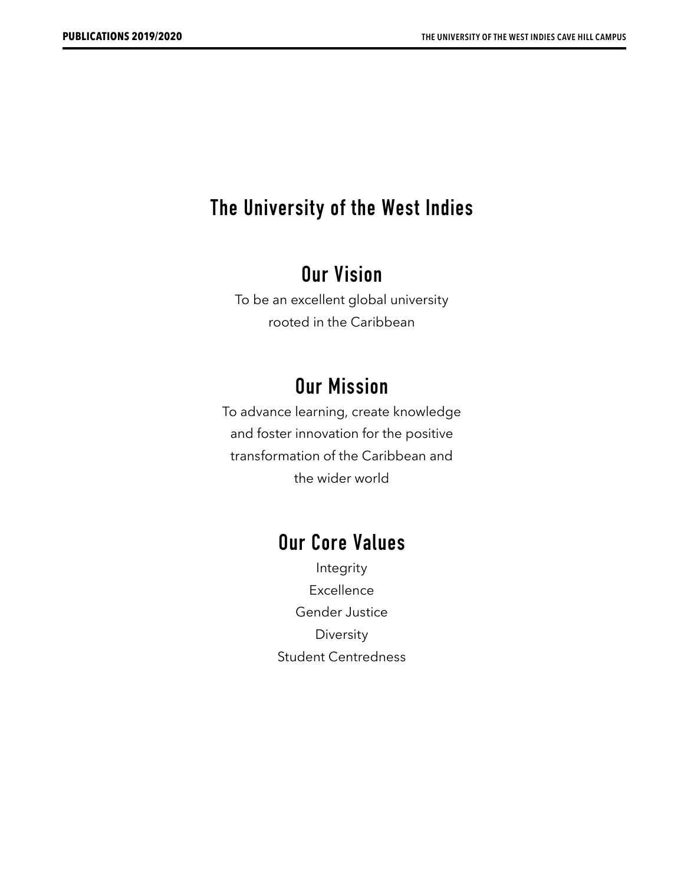# The University of the West Indies

## Our Vision

To be an excellent global university rooted in the Caribbean

## Our Mission

To advance learning, create knowledge and foster innovation for the positive transformation of the Caribbean and the wider world

## Our Core Values

Integrity
Excellence
Gender Justice
Diversity
Student Centredness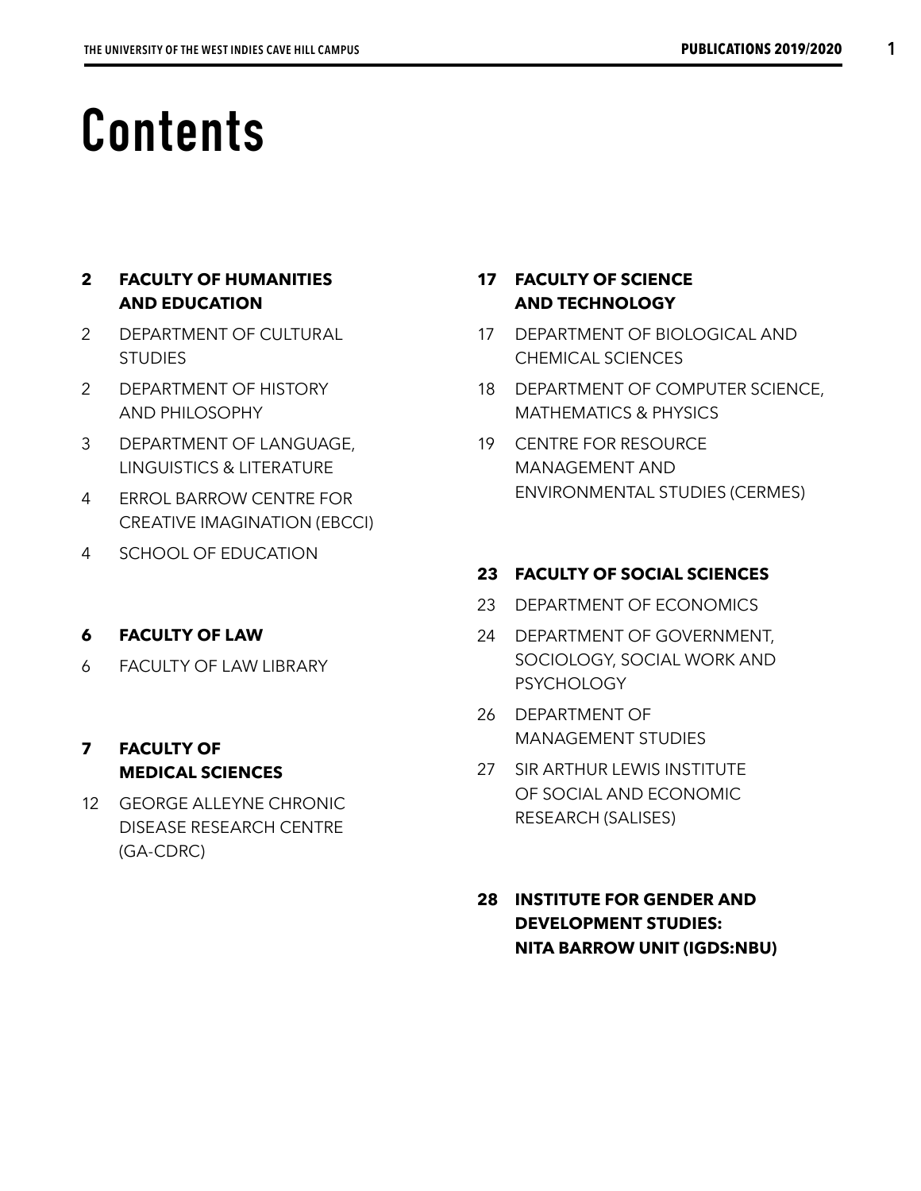# Contents

**2 FACULTY OF HUMANITIES AND EDUCATION**

2 DEPARTMENT OF CULTURAL STUDIES

2 DEPARTMENT OF HISTORY AND PHILOSOPHY

3 DEPARTMENT OF LANGUAGE, LINGUISTICS & LITERATURE

4 ERROL BARROW CENTRE FOR CREATIVE IMAGINATION (EBCCI)

4 SCHOOL OF EDUCATION

**6 FACULTY OF LAW**

6 FACULTY OF LAW LIBRARY

**7 FACULTY OF MEDICAL SCIENCES**

12 GEORGE ALLEYNE CHRONIC DISEASE RESEARCH CENTRE (GA-CDRC)

**17 FACULTY OF SCIENCE AND TECHNOLOGY**

17 DEPARTMENT OF BIOLOGICAL AND CHEMICAL SCIENCES

18 DEPARTMENT OF COMPUTER SCIENCE, MATHEMATICS & PHYSICS

19 CENTRE FOR RESOURCE MANAGEMENT AND ENVIRONMENTAL STUDIES (CERMES)

**23 FACULTY OF SOCIAL SCIENCES**

23 DEPARTMENT OF ECONOMICS

24 DEPARTMENT OF GOVERNMENT, SOCIOLOGY, SOCIAL WORK AND PSYCHOLOGY

26 DEPARTMENT OF MANAGEMENT STUDIES

27 SIR ARTHUR LEWIS INSTITUTE OF SOCIAL AND ECONOMIC RESEARCH (SALISES)

**28 INSTITUTE FOR GENDER AND DEVELOPMENT STUDIES: NITA BARROW UNIT (IGDS:NBU)**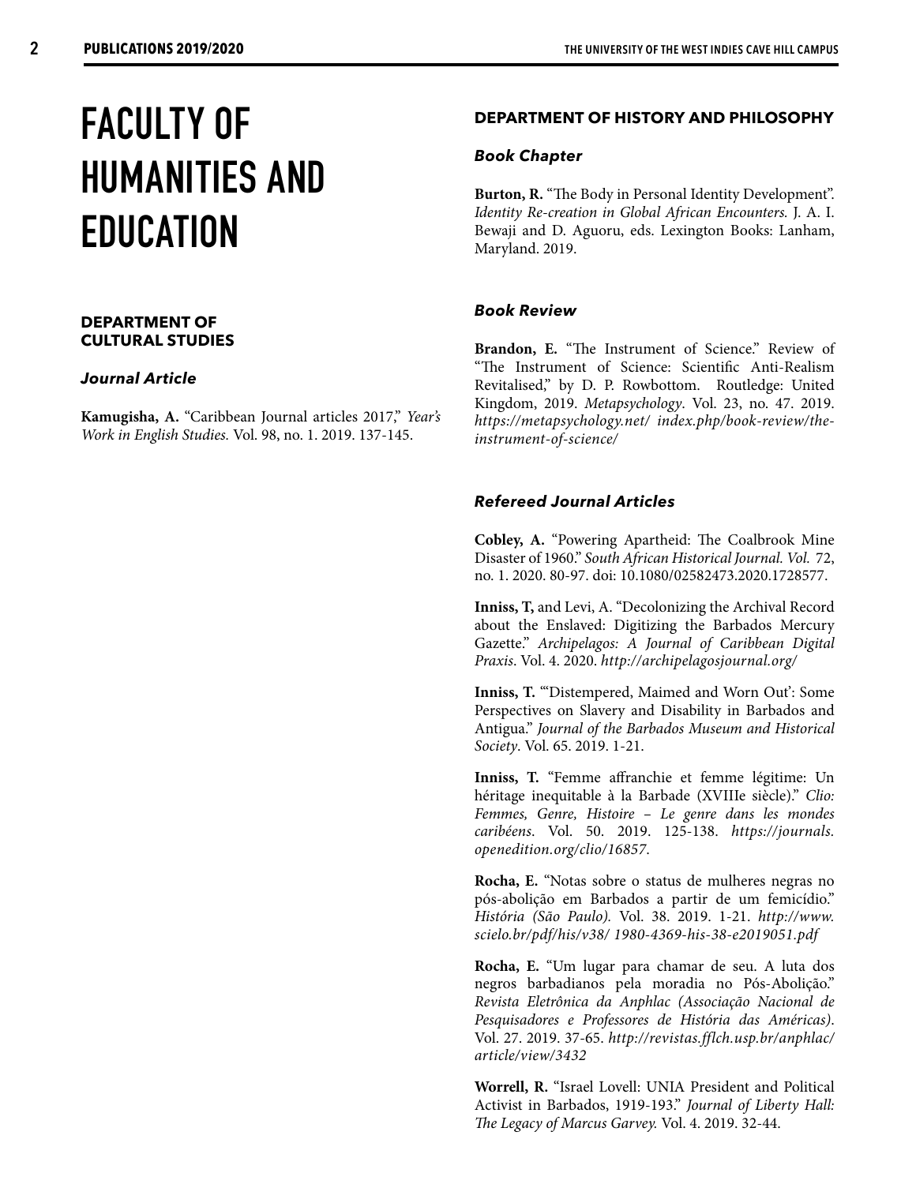# FACULTY OF HUMANITIES AND EDUCATION

## DEPARTMENT OF CULTURAL STUDIES

### *Journal Article*

**Kamugisha, A.** "Caribbean Journal articles 2017," *Year's Work in English Studies.* Vol. 98, no. 1. 2019. 137-145.

## DEPARTMENT OF HISTORY AND PHILOSOPHY

### *Book Chapter*

**Burton, R.** "The Body in Personal Identity Development". *Identity Re-creation in Global African Encounters.* J. A. I. Bewaji and D. Aguoru, eds. Lexington Books: Lanham, Maryland. 2019.

### *Book Review*

**Brandon, E.** "The Instrument of Science." Review of "The Instrument of Science: Scientific Anti-Realism Revitalised," by D. P. Rowbottom. Routledge: United Kingdom, 2019. *Metapsychology*. Vol. 23, no. 47. 2019. *https://metapsychology.net/ index.php/book-review/the-instrument-of-science/*

### *Refereed Journal Articles*

**Cobley, A.** "Powering Apartheid: The Coalbrook Mine Disaster of 1960." *South African Historical Journal. Vol.* 72, no. 1. 2020. 80-97. doi: 10.1080/02582473.2020.1728577.

**Inniss, T,** and Levi, A. "Decolonizing the Archival Record about the Enslaved: Digitizing the Barbados Mercury Gazette." *Archipelagos: A Journal of Caribbean Digital Praxis*. Vol. 4. 2020. *http://archipelagosjournal.org/*

**Inniss, T.** "'Distempered, Maimed and Worn Out': Some Perspectives on Slavery and Disability in Barbados and Antigua." *Journal of the Barbados Museum and Historical Society*. Vol. 65. 2019. 1-21.

**Inniss, T.** "Femme affranchie et femme légitime: Un héritage inequitable à la Barbade (XVIIIe siècle)." *Clio: Femmes, Genre, Histoire – Le genre dans les mondes caribéens*. Vol. 50. 2019. 125-138. *https://journals.openedition.org/clio/16857*.

**Rocha, E.** "Notas sobre o status de mulheres negras no pós-abolição em Barbados a partir de um femicídio." *História (São Paulo).* Vol. 38. 2019. 1-21. *http://www.scielo.br/pdf/his/v38/ 1980-4369-his-38-e2019051.pdf*

**Rocha, E.** "Um lugar para chamar de seu. A luta dos negros barbadianos pela moradia no Pós-Abolição." *Revista Eletrônica da Anphlac (Associação Nacional de Pesquisadores e Professores de História das Américas)*. Vol. 27. 2019. 37-65. *http://revistas.fflch.usp.br/anphlac/article/view/3432*

**Worrell, R.** "Israel Lovell: UNIA President and Political Activist in Barbados, 1919-193." *Journal of Liberty Hall: The Legacy of Marcus Garvey.* Vol. 4. 2019. 32-44.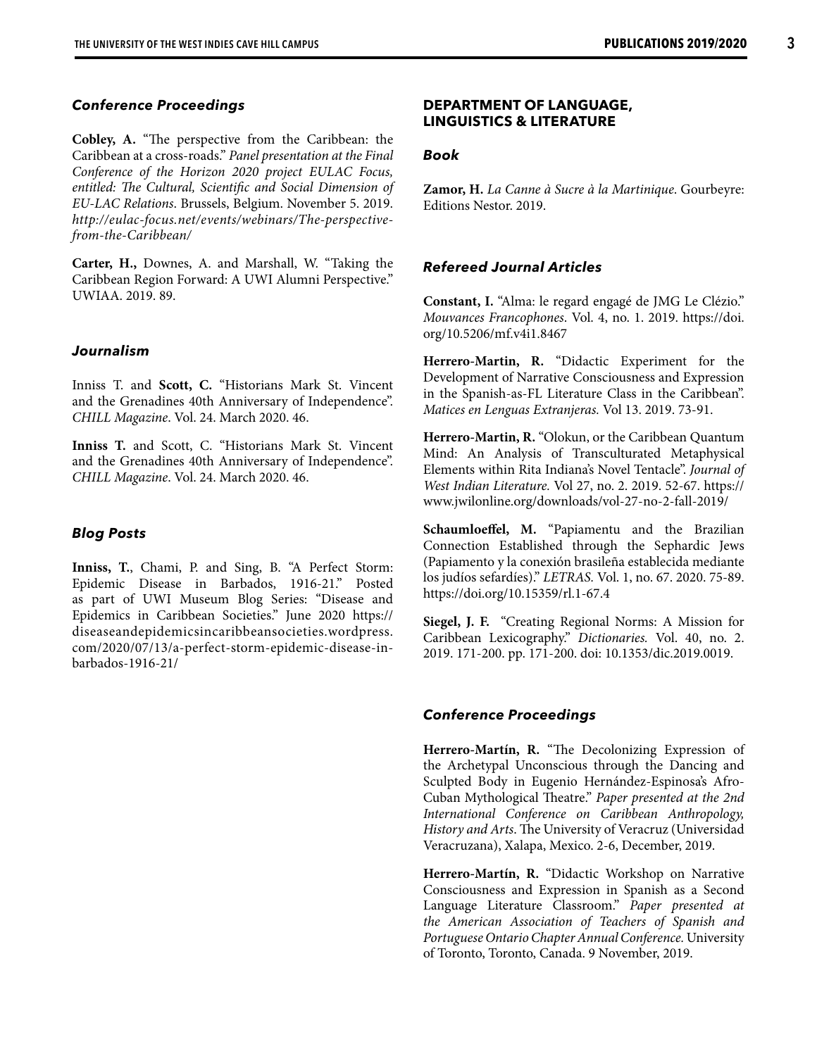### *Conference Proceedings*

**Cobley, A.** "The perspective from the Caribbean: the Caribbean at a cross-roads." *Panel presentation at the Final Conference of the Horizon 2020 project EULAC Focus, entitled: The Cultural, Scientific and Social Dimension of EU-LAC Relations*. Brussels, Belgium. November 5. 2019. *http://eulac-focus.net/events/webinars/The-perspective-from-the-Caribbean/*

**Carter, H.,** Downes, A. and Marshall, W. "Taking the Caribbean Region Forward: A UWI Alumni Perspective." UWIAA. 2019. 89.

### *Journalism*

Inniss T. and **Scott, C.** "Historians Mark St. Vincent and the Grenadines 40th Anniversary of Independence". *CHILL Magazine*. Vol. 24. March 2020. 46.

**Inniss T.** and Scott, C. "Historians Mark St. Vincent and the Grenadines 40th Anniversary of Independence". *CHILL Magazine*. Vol. 24. March 2020. 46.

### *Blog Posts*

**Inniss, T.**, Chami, P. and Sing, B. "A Perfect Storm: Epidemic Disease in Barbados, 1916-21." Posted as part of UWI Museum Blog Series: "Disease and Epidemics in Caribbean Societies." June 2020 https://diseaseandepidemicsincaribbeansocieties.wordpress.com/2020/07/13/a-perfect-storm-epidemic-disease-in-barbados-1916-21/

## DEPARTMENT OF LANGUAGE, LINGUISTICS & LITERATURE

### *Book*

**Zamor, H.** *La Canne à Sucre à la Martinique*. Gourbeyre: Editions Nestor. 2019.

### *Refereed Journal Articles*

**Constant, I.** "Alma: le regard engagé de JMG Le Clézio." *Mouvances Francophones*. Vol. 4, no. 1. 2019. https://doi.org/10.5206/mf.v4i1.8467

**Herrero-Martin, R.** "Didactic Experiment for the Development of Narrative Consciousness and Expression in the Spanish-as-FL Literature Class in the Caribbean". *Matices en Lenguas Extranjeras.* Vol 13. 2019. 73-91.

**Herrero-Martin, R.** "Olokun, or the Caribbean Quantum Mind: An Analysis of Transculturated Metaphysical Elements within Rita Indiana's Novel Tentacle". *Journal of West Indian Literature.* Vol 27, no. 2. 2019. 52-67. https://www.jwilonline.org/downloads/vol-27-no-2-fall-2019/

**Schaumloeffel, M.** "Papiamentu and the Brazilian Connection Established through the Sephardic Jews (Papiamento y la conexión brasileña establecida mediante los judíos sefardíes)." *LETRAS.* Vol. 1, no. 67. 2020. 75-89. https://doi.org/10.15359/rl.1-67.4

**Siegel, J. F.** "Creating Regional Norms: A Mission for Caribbean Lexicography." *Dictionaries.* Vol. 40, no. 2. 2019. 171-200. pp. 171-200. doi: 10.1353/dic.2019.0019.

### *Conference Proceedings*

**Herrero-Martín, R.** "The Decolonizing Expression of the Archetypal Unconscious through the Dancing and Sculpted Body in Eugenio Hernández-Espinosa's Afro-Cuban Mythological Theatre." *Paper presented at the 2nd International Conference on Caribbean Anthropology, History and Arts*. The University of Veracruz (Universidad Veracruzana), Xalapa, Mexico. 2-6, December, 2019.

**Herrero-Martín, R.** "Didactic Workshop on Narrative Consciousness and Expression in Spanish as a Second Language Literature Classroom." *Paper presented at the American Association of Teachers of Spanish and Portuguese Ontario Chapter Annual Conference.* University of Toronto, Toronto, Canada. 9 November, 2019.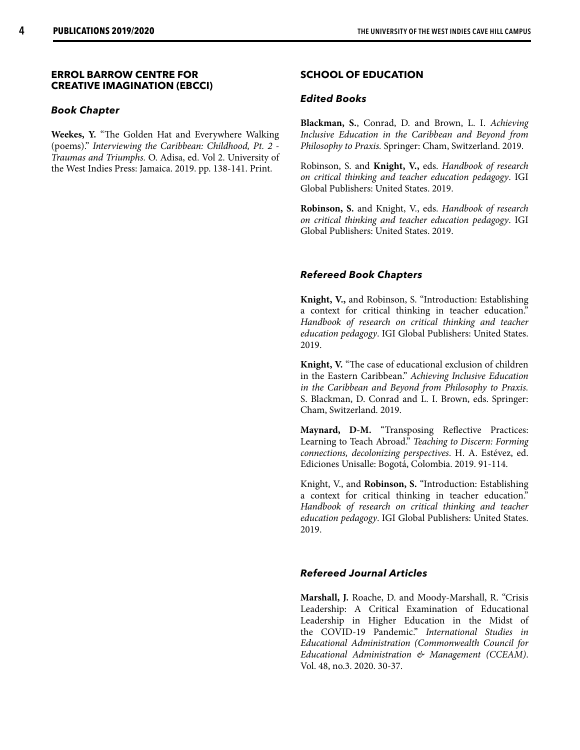## ERROL BARROW CENTRE FOR CREATIVE IMAGINATION (EBCCI)

### *Book Chapter*

**Weekes, Y.** "The Golden Hat and Everywhere Walking (poems)." *Interviewing the Caribbean: Childhood, Pt. 2 - Traumas and Triumphs.* O. Adisa, ed. Vol 2. University of the West Indies Press: Jamaica. 2019. pp. 138-141. Print.

## SCHOOL OF EDUCATION

### *Edited Books*

**Blackman, S.**, Conrad, D. and Brown, L. I. *Achieving Inclusive Education in the Caribbean and Beyond from Philosophy to Praxis.* Springer: Cham, Switzerland. 2019.

Robinson, S. and **Knight, V.,** eds. *Handbook of research on critical thinking and teacher education pedagogy*. IGI Global Publishers: United States. 2019.

**Robinson, S.** and Knight, V., eds. *Handbook of research on critical thinking and teacher education pedagogy*. IGI Global Publishers: United States. 2019.

### *Refereed Book Chapters*

**Knight, V.,** and Robinson, S. "Introduction: Establishing a context for critical thinking in teacher education." *Handbook of research on critical thinking and teacher education pedagogy*. IGI Global Publishers: United States. 2019.

**Knight, V.** "The case of educational exclusion of children in the Eastern Caribbean." *Achieving Inclusive Education in the Caribbean and Beyond from Philosophy to Praxis.* S. Blackman, D. Conrad and L. I. Brown, eds. Springer: Cham, Switzerland. 2019.

**Maynard, D-M.** "Transposing Reflective Practices: Learning to Teach Abroad." *Teaching to Discern: Forming connections, decolonizing perspectives*. H. A. Estévez, ed. Ediciones Unisalle: Bogotá, Colombia. 2019. 91-114.

Knight, V., and **Robinson, S.** "Introduction: Establishing a context for critical thinking in teacher education." *Handbook of research on critical thinking and teacher education pedagogy*. IGI Global Publishers: United States. 2019.

### *Refereed Journal Articles*

**Marshall, J.** Roache, D. and Moody-Marshall, R. "Crisis Leadership: A Critical Examination of Educational Leadership in Higher Education in the Midst of the COVID-19 Pandemic." *International Studies in Educational Administration (Commonwealth Council for Educational Administration & Management (CCEAM).* Vol. 48, no.3. 2020. 30-37.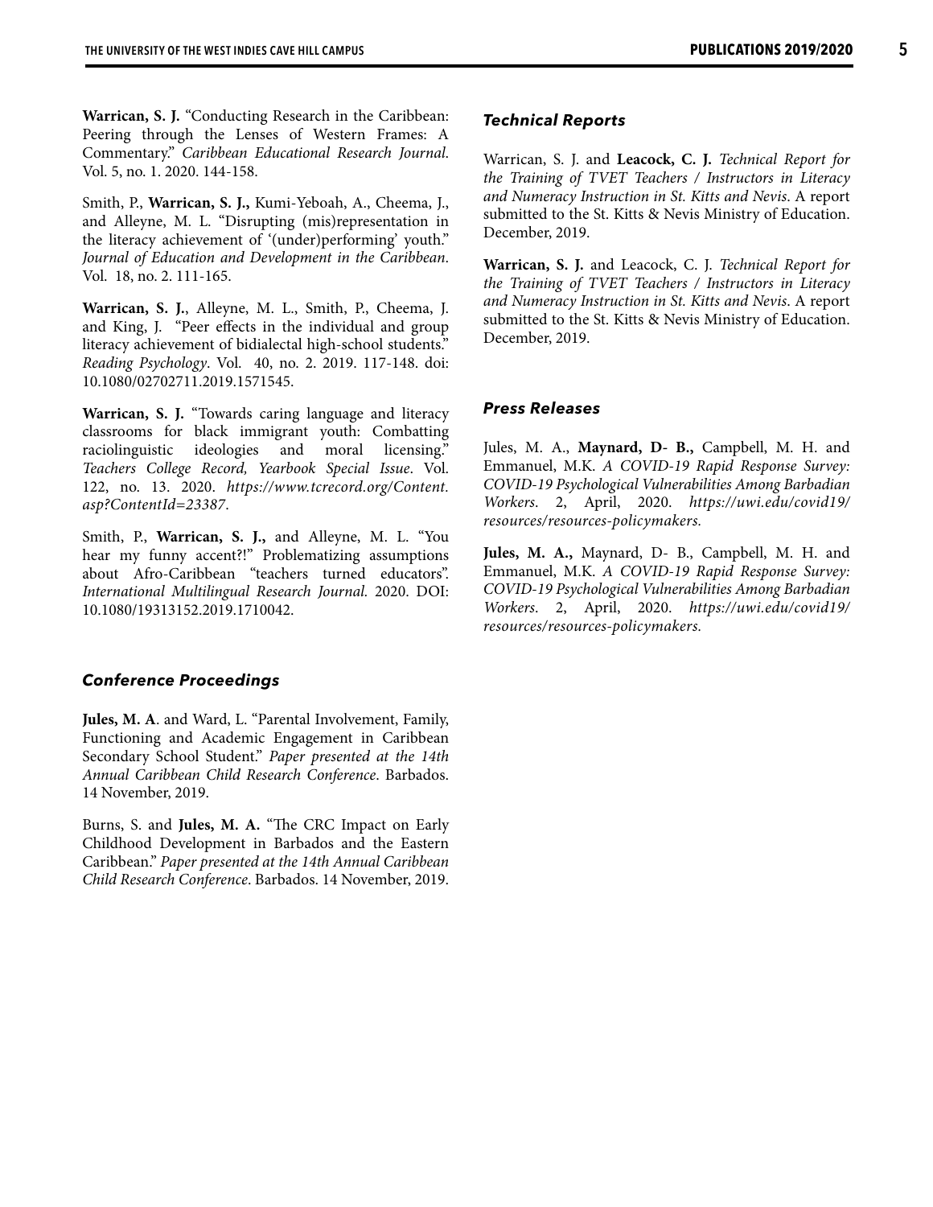**Warrican, S. J.** "Conducting Research in the Caribbean: Peering through the Lenses of Western Frames: A Commentary." *Caribbean Educational Research Journal*. Vol. 5, no. 1. 2020. 144-158.

Smith, P., **Warrican, S. J.,** Kumi-Yeboah, A., Cheema, J., and Alleyne, M. L. "Disrupting (mis)representation in the literacy achievement of '(under)performing' youth." *Journal of Education and Development in the Caribbean*. Vol. 18, no. 2. 111-165.

**Warrican, S. J.**, Alleyne, M. L., Smith, P., Cheema, J. and King, J. "Peer effects in the individual and group literacy achievement of bidialectal high-school students." *Reading Psychology*. Vol. 40, no. 2. 2019. 117-148. doi: 10.1080/02702711.2019.1571545.

**Warrican, S. J.** "Towards caring language and literacy classrooms for black immigrant youth: Combatting raciolinguistic ideologies and moral licensing." *Teachers College Record, Yearbook Special Issue*. Vol. 122, no. 13. 2020. *https://www.tcrecord.org/Content.asp?ContentId=23387*.

Smith, P., **Warrican, S. J.,** and Alleyne, M. L. "You hear my funny accent?!" Problematizing assumptions about Afro-Caribbean "teachers turned educators". *International Multilingual Research Journal*. 2020. DOI: 10.1080/19313152.2019.1710042.

### *Conference Proceedings*

**Jules, M. A**. and Ward, L. "Parental Involvement, Family, Functioning and Academic Engagement in Caribbean Secondary School Student." *Paper presented at the 14th Annual Caribbean Child Research Conference*. Barbados. 14 November, 2019.

Burns, S. and **Jules, M. A.** "The CRC Impact on Early Childhood Development in Barbados and the Eastern Caribbean." *Paper presented at the 14th Annual Caribbean Child Research Conference*. Barbados. 14 November, 2019.

### *Technical Reports*

Warrican, S. J. and **Leacock, C. J.** *Technical Report for the Training of TVET Teachers / Instructors in Literacy and Numeracy Instruction in St. Kitts and Nevis*. A report submitted to the St. Kitts & Nevis Ministry of Education. December, 2019.

**Warrican, S. J.** and Leacock, C. J. *Technical Report for the Training of TVET Teachers / Instructors in Literacy and Numeracy Instruction in St. Kitts and Nevis*. A report submitted to the St. Kitts & Nevis Ministry of Education. December, 2019.

### *Press Releases*

Jules, M. A., **Maynard, D- B.,** Campbell, M. H. and Emmanuel, M.K. *A COVID-19 Rapid Response Survey: COVID-19 Psychological Vulnerabilities Among Barbadian Workers*. 2, April, 2020. *https://uwi.edu/covid19/resources/resources-policymakers.*

**Jules, M. A.,** Maynard, D- B., Campbell, M. H. and Emmanuel, M.K. *A COVID-19 Rapid Response Survey: COVID-19 Psychological Vulnerabilities Among Barbadian Workers*. 2, April, 2020. *https://uwi.edu/covid19/resources/resources-policymakers.*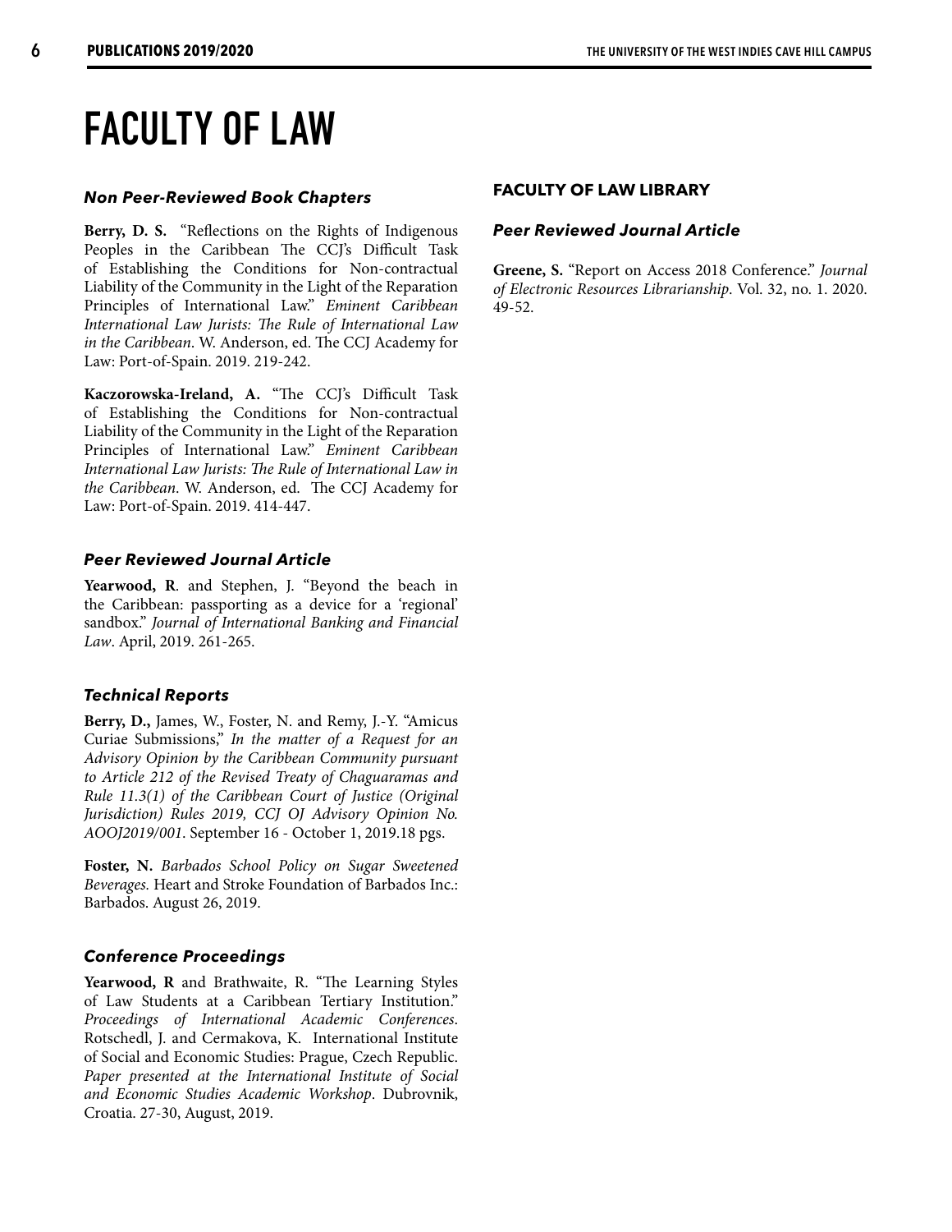# FACULTY OF LAW

### *Non Peer-Reviewed Book Chapters*

**Berry, D. S.** "Reflections on the Rights of Indigenous Peoples in the Caribbean The CCJ's Difficult Task of Establishing the Conditions for Non-contractual Liability of the Community in the Light of the Reparation Principles of International Law." *Eminent Caribbean International Law Jurists: The Rule of International Law in the Caribbean*. W. Anderson, ed. The CCJ Academy for Law: Port-of-Spain. 2019. 219-242.

**Kaczorowska-Ireland, A.** "The CCJ's Difficult Task of Establishing the Conditions for Non-contractual Liability of the Community in the Light of the Reparation Principles of International Law." *Eminent Caribbean International Law Jurists: The Rule of International Law in the Caribbean*. W. Anderson, ed. The CCJ Academy for Law: Port-of-Spain. 2019. 414-447.

### *Peer Reviewed Journal Article*

**Yearwood, R**. and Stephen, J. "Beyond the beach in the Caribbean: passporting as a device for a 'regional' sandbox." *Journal of International Banking and Financial Law*. April, 2019. 261-265.

### *Technical Reports*

**Berry, D.,** James, W., Foster, N. and Remy, J.-Y. "Amicus Curiae Submissions," *In the matter of a Request for an Advisory Opinion by the Caribbean Community pursuant to Article 212 of the Revised Treaty of Chaguaramas and Rule 11.3(1) of the Caribbean Court of Justice (Original Jurisdiction) Rules 2019, CCJ OJ Advisory Opinion No. AOOJ2019/001*. September 16 - October 1, 2019.18 pgs.

**Foster, N.** *Barbados School Policy on Sugar Sweetened Beverages.* Heart and Stroke Foundation of Barbados Inc.: Barbados. August 26, 2019.

### *Conference Proceedings*

**Yearwood, R** and Brathwaite, R. "The Learning Styles of Law Students at a Caribbean Tertiary Institution." *Proceedings of International Academic Conferences*. Rotschedl, J. and Cermakova, K. International Institute of Social and Economic Studies: Prague, Czech Republic. *Paper presented at the International Institute of Social and Economic Studies Academic Workshop*. Dubrovnik, Croatia. 27-30, August, 2019.

## FACULTY OF LAW LIBRARY

### *Peer Reviewed Journal Article*

**Greene, S.** "Report on Access 2018 Conference." *Journal of Electronic Resources Librarianship*. Vol. 32, no. 1. 2020. 49-52.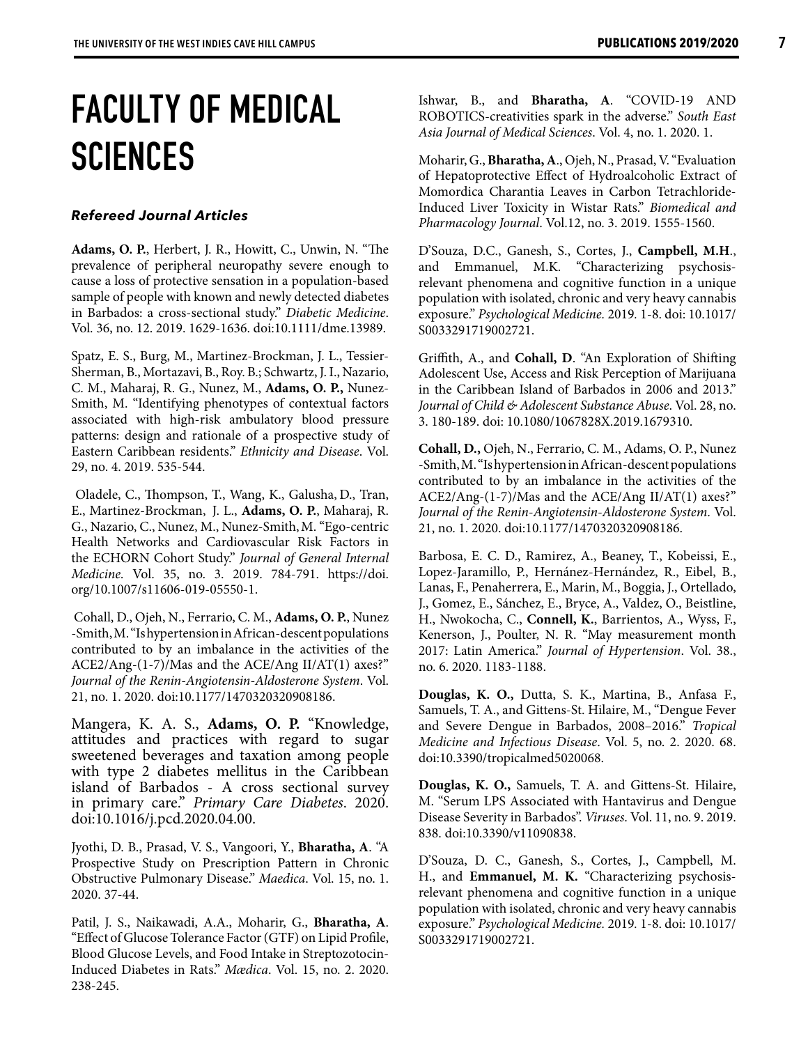# FACULTY OF MEDICAL SCIENCES

### *Refereed Journal Articles*

**Adams, O. P.**, Herbert, J. R., Howitt, C., Unwin, N. "The prevalence of peripheral neuropathy severe enough to cause a loss of protective sensation in a population-based sample of people with known and newly detected diabetes in Barbados: a cross-sectional study." *Diabetic Medicine*. Vol. 36, no. 12. 2019. 1629-1636. doi:10.1111/dme.13989.

Spatz, E. S., Burg, M., Martinez-Brockman, J. L., Tessier-Sherman, B., Mortazavi, B., Roy. B.; Schwartz, J. I., Nazario, C. M., Maharaj, R. G., Nunez, M., **Adams, O. P.,** Nunez-Smith, M. "Identifying phenotypes of contextual factors associated with high-risk ambulatory blood pressure patterns: design and rationale of a prospective study of Eastern Caribbean residents." *Ethnicity and Disease*. Vol. 29, no. 4. 2019. 535-544.

Oladele, C., Thompson, T., Wang, K., Galusha, D., Tran, E., Martinez-Brockman, J. L., **Adams, O. P.**, Maharaj, R. G., Nazario, C., Nunez, M., Nunez-Smith, M. "Ego-centric Health Networks and Cardiovascular Risk Factors in the ECHORN Cohort Study." *Journal of General Internal Medicine.* Vol. 35, no. 3. 2019. 784-791. https://doi.org/10.1007/s11606-019-05550-1.

Cohall, D., Ojeh, N., Ferrario, C. M., **Adams, O. P.**, Nunez -Smith, M. "Is hypertension in African-descent populations contributed to by an imbalance in the activities of the ACE2/Ang-(1-7)/Mas and the ACE/Ang II/AT(1) axes?" *Journal of the Renin-Angiotensin-Aldosterone System*. Vol. 21, no. 1. 2020. doi:10.1177/1470320320908186.

Mangera, K. A. S., **Adams, O. P.** "Knowledge, attitudes and practices with regard to sugar sweetened beverages and taxation among people with type 2 diabetes mellitus in the Caribbean island of Barbados - A cross sectional survey in primary care." *Primary Care Diabetes*. 2020. doi:10.1016/j.pcd.2020.04.00.

Jyothi, D. B., Prasad, V. S., Vangoori, Y., **Bharatha, A**. "A Prospective Study on Prescription Pattern in Chronic Obstructive Pulmonary Disease." *Maedica*. Vol. 15, no. 1. 2020. 37-44.

Patil, J. S., Naikawadi, A.A., Moharir, G., **Bharatha, A**. "Effect of Glucose Tolerance Factor (GTF) on Lipid Profile, Blood Glucose Levels, and Food Intake in Streptozotocin-Induced Diabetes in Rats." *Mædica*. Vol. 15, no. 2. 2020. 238-245.

Ishwar, B., and **Bharatha, A**. "COVID-19 AND ROBOTICS-creativities spark in the adverse." *South East Asia Journal of Medical Sciences*. Vol. 4, no. 1. 2020. 1.

Moharir, G., **Bharatha, A**., Ojeh, N., Prasad, V. "Evaluation of Hepatoprotective Effect of Hydroalcoholic Extract of Momordica Charantia Leaves in Carbon Tetrachloride-Induced Liver Toxicity in Wistar Rats." *Biomedical and Pharmacology Journal*. Vol.12, no. 3. 2019. 1555-1560.

D'Souza, D.C., Ganesh, S., Cortes, J., **Campbell, M.H**., and Emmanuel, M.K. "Characterizing psychosis-relevant phenomena and cognitive function in a unique population with isolated, chronic and very heavy cannabis exposure." *Psychological Medicine.* 2019. 1-8. doi: 10.1017/S0033291719002721.

Griffith, A., and **Cohall, D**. "An Exploration of Shifting Adolescent Use, Access and Risk Perception of Marijuana in the Caribbean Island of Barbados in 2006 and 2013." *Journal of Child & Adolescent Substance Abuse*. Vol. 28, no. 3. 180-189. doi: 10.1080/1067828X.2019.1679310.

**Cohall, D.,** Ojeh, N., Ferrario, C. M., Adams, O. P., Nunez -Smith, M. "Is hypertension in African-descent populations contributed to by an imbalance in the activities of the ACE2/Ang-(1-7)/Mas and the ACE/Ang II/AT(1) axes?" *Journal of the Renin-Angiotensin-Aldosterone System*. Vol. 21, no. 1. 2020. doi:10.1177/1470320320908186.

Barbosa, E. C. D., Ramirez, A., Beaney, T., Kobeissi, E., Lopez-Jaramillo, P., Hernánez-Hernández, R., Eibel, B., Lanas, F., Penaherrera, E., Marin, M., Boggia, J., Ortellado, J., Gomez, E., Sánchez, E., Bryce, A., Valdez, O., Beistline, H., Nwokocha, C., **Connell, K.**, Barrientos, A., Wyss, F., Kenerson, J., Poulter, N. R. "May measurement month 2017: Latin America." *Journal of Hypertension*. Vol. 38., no. 6. 2020. 1183-1188.

**Douglas, K. O.,** Dutta, S. K., Martina, B., Anfasa F., Samuels, T. A., and Gittens-St. Hilaire, M., "Dengue Fever and Severe Dengue in Barbados, 2008–2016." *Tropical Medicine and Infectious Disease*. Vol. 5, no. 2. 2020. 68. doi:10.3390/tropicalmed5020068.

**Douglas, K. O.,** Samuels, T. A. and Gittens-St. Hilaire, M. "Serum LPS Associated with Hantavirus and Dengue Disease Severity in Barbados". *Viruses*. Vol. 11, no. 9. 2019. 838. doi:10.3390/v11090838.

D'Souza, D. C., Ganesh, S., Cortes, J., Campbell, M. H., and **Emmanuel, M. K.** "Characterizing psychosis-relevant phenomena and cognitive function in a unique population with isolated, chronic and very heavy cannabis exposure." *Psychological Medicine.* 2019. 1-8. doi: 10.1017/S0033291719002721.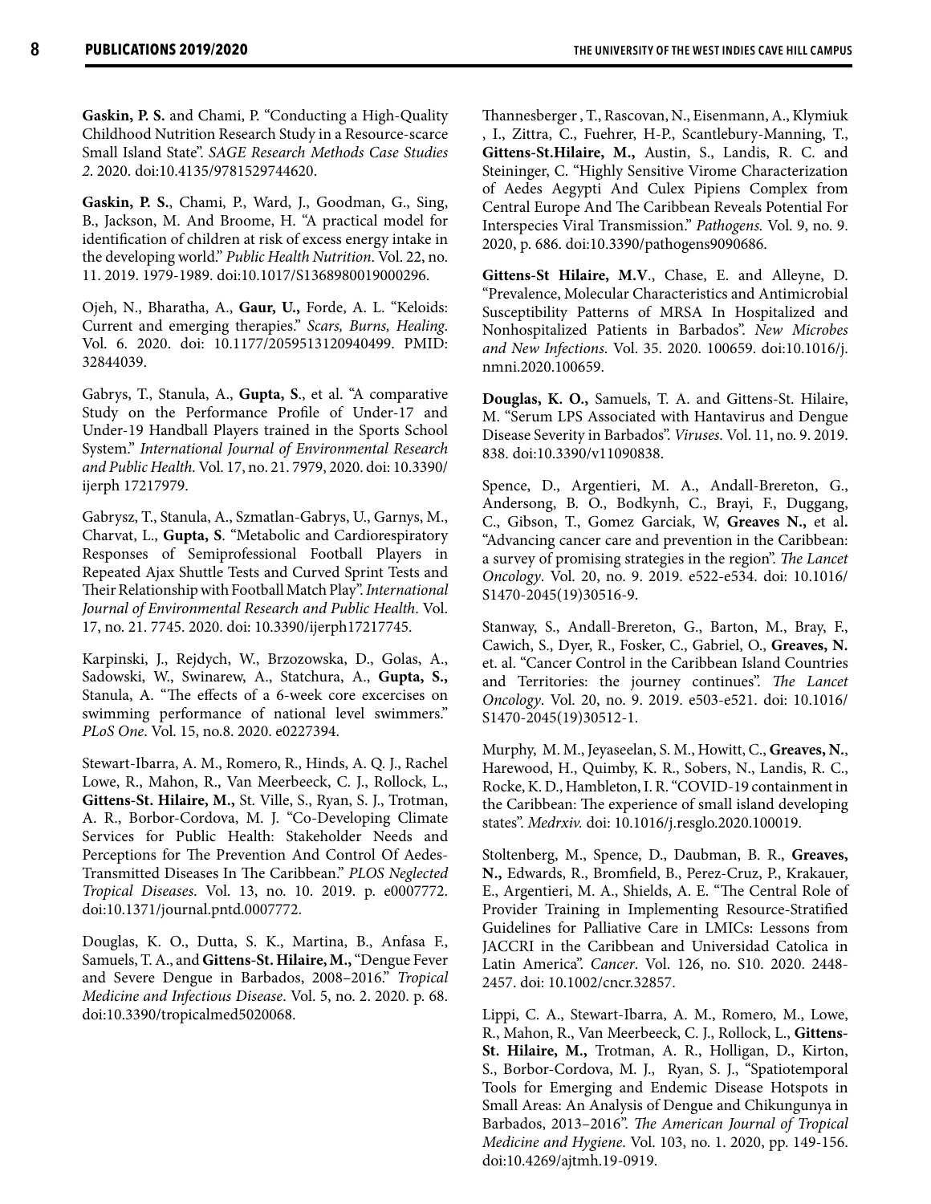**Gaskin, P. S.** and Chami, P. "Conducting a High-Quality Childhood Nutrition Research Study in a Resource-scarce Small Island State". *SAGE Research Methods Case Studies 2*. 2020. doi:10.4135/9781529744620.

**Gaskin, P. S.**, Chami, P., Ward, J., Goodman, G., Sing, B., Jackson, M. And Broome, H. "A practical model for identification of children at risk of excess energy intake in the developing world." *Public Health Nutrition*. Vol. 22, no. 11. 2019. 1979-1989. doi:10.1017/S1368980019000296.

Ojeh, N., Bharatha, A., **Gaur, U.,** Forde, A. L. "Keloids: Current and emerging therapies." *Scars, Burns, Healing*. Vol. 6. 2020. doi: 10.1177/2059513120940499. PMID: 32844039.

Gabrys, T., Stanula, A., **Gupta, S**., et al. "A comparative Study on the Performance Profile of Under-17 and Under-19 Handball Players trained in the Sports School System." *International Journal of Environmental Research and Public Health*. Vol. 17, no. 21. 7979, 2020. doi: 10.3390/ijerph 17217979.

Gabrysz, T., Stanula, A., Szmatlan-Gabrys, U., Garnys, M., Charvat, L., **Gupta, S**. "Metabolic and Cardiorespiratory Responses of Semiprofessional Football Players in Repeated Ajax Shuttle Tests and Curved Sprint Tests and Their Relationship with Football Match Play". *International Journal of Environmental Research and Public Health*. Vol. 17, no. 21. 7745. 2020. doi: 10.3390/ijerph17217745.

Karpinski, J., Rejdych, W., Brzozowska, D., Golas, A., Sadowski, W., Swinarew, A., Statchura, A., **Gupta, S.,** Stanula, A. "The effects of a 6-week core excercises on swimming performance of national level swimmers." *PLoS One*. Vol. 15, no.8. 2020. e0227394.

Stewart-Ibarra, A. M., Romero, R., Hinds, A. Q. J., Rachel Lowe, R., Mahon, R., Van Meerbeeck, C. J., Rollock, L., **Gittens-St. Hilaire, M.,** St. Ville, S., Ryan, S. J., Trotman, A. R., Borbor-Cordova, M. J. "Co-Developing Climate Services for Public Health: Stakeholder Needs and Perceptions for The Prevention And Control Of Aedes-Transmitted Diseases In The Caribbean." *PLOS Neglected Tropical Diseases*. Vol. 13, no. 10. 2019. p. e0007772. doi:10.1371/journal.pntd.0007772.

Douglas, K. O., Dutta, S. K., Martina, B., Anfasa F., Samuels, T. A., and **Gittens-St. Hilaire, M.,** "Dengue Fever and Severe Dengue in Barbados, 2008–2016." *Tropical Medicine and Infectious Disease*. Vol. 5, no. 2. 2020. p. 68. doi:10.3390/tropicalmed5020068.

Thannesberger , T., Rascovan, N., Eisenmann, A., Klymiuk , I., Zittra, C., Fuehrer, H-P., Scantlebury-Manning, T., **Gittens-St.Hilaire, M.,** Austin, S., Landis, R. C. and Steininger, C. "Highly Sensitive Virome Characterization of Aedes Aegypti And Culex Pipiens Complex from Central Europe And The Caribbean Reveals Potential For Interspecies Viral Transmission." *Pathogens.* Vol. 9, no. 9. 2020, p. 686. doi:10.3390/pathogens9090686.

**Gittens-St Hilaire, M.V**., Chase, E. and Alleyne, D. "Prevalence, Molecular Characteristics and Antimicrobial Susceptibility Patterns of MRSA In Hospitalized and Nonhospitalized Patients in Barbados". *New Microbes and New Infections*. Vol. 35. 2020. 100659. doi:10.1016/j.nmni.2020.100659.

**Douglas, K. O.,** Samuels, T. A. and Gittens-St. Hilaire, M. "Serum LPS Associated with Hantavirus and Dengue Disease Severity in Barbados". *Viruses*. Vol. 11, no. 9. 2019. 838. doi:10.3390/v11090838.

Spence, D., Argentieri, M. A., Andall-Brereton, G., Andersong, B. O., Bodkynh, C., Brayi, F., Duggang, C., Gibson, T., Gomez Garciak, W, **Greaves N.,** et al**.** "Advancing cancer care and prevention in the Caribbean: a survey of promising strategies in the region". *The Lancet Oncology*. Vol. 20, no. 9. 2019. e522-e534. doi: 10.1016/S1470-2045(19)30516-9.

Stanway, S., Andall-Brereton, G., Barton, M., Bray, F., Cawich, S., Dyer, R., Fosker, C., Gabriel, O., **Greaves, N.** et. al. "Cancer Control in the Caribbean Island Countries and Territories: the journey continues". *The Lancet Oncology*. Vol. 20, no. 9. 2019. e503-e521. doi: 10.1016/S1470-2045(19)30512-1.

Murphy, M. M., Jeyaseelan, S. M., Howitt, C., **Greaves, N.**, Harewood, H., Quimby, K. R., Sobers, N., Landis, R. C., Rocke, K. D., Hambleton, I. R. "COVID-19 containment in the Caribbean: The experience of small island developing states". *Medrxiv.* doi: 10.1016/j.resglo.2020.100019.

Stoltenberg, M., Spence, D., Daubman, B. R., **Greaves, N.,** Edwards, R., Bromfield, B., Perez-Cruz, P., Krakauer, E., Argentieri, M. A., Shields, A. E. "The Central Role of Provider Training in Implementing Resource-Stratified Guidelines for Palliative Care in LMICs: Lessons from JACCRI in the Caribbean and Universidad Catolica in Latin America". *Cancer*. Vol. 126, no. S10. 2020. 2448-2457. doi: 10.1002/cncr.32857.

Lippi, C. A., Stewart-Ibarra, A. M., Romero, M., Lowe, R., Mahon, R., Van Meerbeeck, C. J., Rollock, L., **Gittens-St. Hilaire, M.,** Trotman, A. R., Holligan, D., Kirton, S., Borbor-Cordova, M. J., Ryan, S. J., "Spatiotemporal Tools for Emerging and Endemic Disease Hotspots in Small Areas: An Analysis of Dengue and Chikungunya in Barbados, 2013–2016". *The American Journal of Tropical Medicine and Hygiene*. Vol. 103, no. 1. 2020, pp. 149-156. doi:10.4269/ajtmh.19-0919.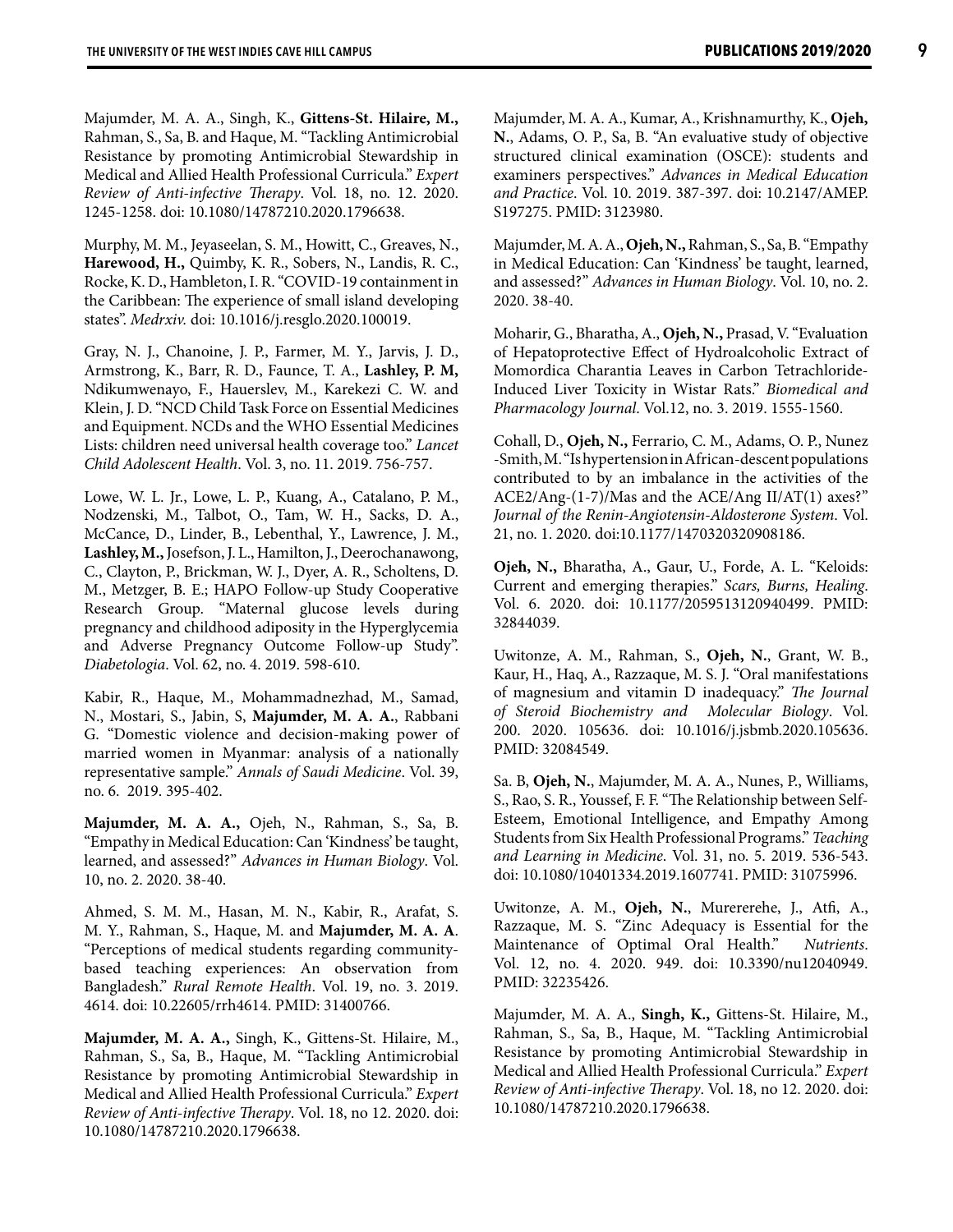Majumder, M. A. A., Singh, K., **Gittens-St. Hilaire, M.,** Rahman, S., Sa, B. and Haque, M. "Tackling Antimicrobial Resistance by promoting Antimicrobial Stewardship in Medical and Allied Health Professional Curricula." *Expert Review of Anti-infective Therapy*. Vol. 18, no. 12. 2020. 1245-1258. doi: 10.1080/14787210.2020.1796638.

Murphy, M. M., Jeyaseelan, S. M., Howitt, C., Greaves, N., **Harewood, H.,** Quimby, K. R., Sobers, N., Landis, R. C., Rocke, K. D., Hambleton, I. R. "COVID-19 containment in the Caribbean: The experience of small island developing states". *Medrxiv.* doi: 10.1016/j.resglo.2020.100019.

Gray, N. J., Chanoine, J. P., Farmer, M. Y., Jarvis, J. D., Armstrong, K., Barr, R. D., Faunce, T. A., **Lashley, P. M,** Ndikumwenayo, F., Hauerslev, M., Karekezi C. W. and Klein, J. D. "NCD Child Task Force on Essential Medicines and Equipment. NCDs and the WHO Essential Medicines Lists: children need universal health coverage too." *Lancet Child Adolescent Health*. Vol. 3, no. 11. 2019. 756-757.

Lowe, W. L. Jr., Lowe, L. P., Kuang, A., Catalano, P. M., Nodzenski, M., Talbot, O., Tam, W. H., Sacks, D. A., McCance, D., Linder, B., Lebenthal, Y., Lawrence, J. M., **Lashley, M.,** Josefson, J. L., Hamilton, J., Deerochanawong, C., Clayton, P., Brickman, W. J., Dyer, A. R., Scholtens, D. M., Metzger, B. E.; HAPO Follow-up Study Cooperative Research Group. "Maternal glucose levels during pregnancy and childhood adiposity in the Hyperglycemia and Adverse Pregnancy Outcome Follow-up Study". *Diabetologia*. Vol. 62, no. 4. 2019. 598-610.

Kabir, R., Haque, M., Mohammadnezhad, M., Samad, N., Mostari, S., Jabin, S, **Majumder, M. A. A.**, Rabbani G. "Domestic violence and decision-making power of married women in Myanmar: analysis of a nationally representative sample." *Annals of Saudi Medicine*. Vol. 39, no. 6. 2019. 395-402.

**Majumder, M. A. A.,** Ojeh, N., Rahman, S., Sa, B. "Empathy in Medical Education: Can 'Kindness' be taught, learned, and assessed?" *Advances in Human Biology*. Vol. 10, no. 2. 2020. 38-40.

Ahmed, S. M. M., Hasan, M. N., Kabir, R., Arafat, S. M. Y., Rahman, S., Haque, M. and **Majumder, M. A. A**. "Perceptions of medical students regarding community-based teaching experiences: An observation from Bangladesh." *Rural Remote Health*. Vol. 19, no. 3. 2019. 4614. doi: 10.22605/rrh4614. PMID: 31400766.

**Majumder, M. A. A.,** Singh, K., Gittens-St. Hilaire, M., Rahman, S., Sa, B., Haque, M. "Tackling Antimicrobial Resistance by promoting Antimicrobial Stewardship in Medical and Allied Health Professional Curricula." *Expert Review of Anti-infective Therapy*. Vol. 18, no 12. 2020. doi: 10.1080/14787210.2020.1796638.

Majumder, M. A. A., Kumar, A., Krishnamurthy, K., **Ojeh, N.**, Adams, O. P., Sa, B. "An evaluative study of objective structured clinical examination (OSCE): students and examiners perspectives." *Advances in Medical Education and Practice*. Vol. 10. 2019. 387-397. doi: 10.2147/AMEP.S197275. PMID: 3123980.

Majumder, M. A. A., **Ojeh, N.,** Rahman, S., Sa, B. "Empathy in Medical Education: Can 'Kindness' be taught, learned, and assessed?" *Advances in Human Biology*. Vol. 10, no. 2. 2020. 38-40.

Moharir, G., Bharatha, A., **Ojeh, N.,** Prasad, V. "Evaluation of Hepatoprotective Effect of Hydroalcoholic Extract of Momordica Charantia Leaves in Carbon Tetrachloride-Induced Liver Toxicity in Wistar Rats." *Biomedical and Pharmacology Journal*. Vol.12, no. 3. 2019. 1555-1560.

Cohall, D., **Ojeh, N.,** Ferrario, C. M., Adams, O. P., Nunez -Smith, M. "Is hypertension in African-descent populations contributed to by an imbalance in the activities of the ACE2/Ang-(1-7)/Mas and the ACE/Ang II/AT(1) axes?" *Journal of the Renin-Angiotensin-Aldosterone System*. Vol. 21, no. 1. 2020. doi:10.1177/1470320320908186.

**Ojeh, N.,** Bharatha, A., Gaur, U., Forde, A. L. "Keloids: Current and emerging therapies." *Scars, Burns, Healing*. Vol. 6. 2020. doi: 10.1177/2059513120940499. PMID: 32844039.

Uwitonze, A. M., Rahman, S., **Ojeh, N.**, Grant, W. B., Kaur, H., Haq, A., Razzaque, M. S. J. "Oral manifestations of magnesium and vitamin D inadequacy." *The Journal of Steroid Biochemistry and Molecular Biology*. Vol. 200. 2020. 105636. doi: 10.1016/j.jsbmb.2020.105636. PMID: 32084549.

Sa. B, **Ojeh, N.**, Majumder, M. A. A., Nunes, P., Williams, S., Rao, S. R., Youssef, F. F. "The Relationship between Self-Esteem, Emotional Intelligence, and Empathy Among Students from Six Health Professional Programs." *Teaching and Learning in Medicine*. Vol. 31, no. 5. 2019. 536-543. doi: 10.1080/10401334.2019.1607741. PMID: 31075996.

Uwitonze, A. M., **Ojeh, N.**, Murererehe, J., Atfi, A., Razzaque, M. S. "Zinc Adequacy is Essential for the Maintenance of Optimal Oral Health." *Nutrients*. Vol. 12, no. 4. 2020. 949. doi: 10.3390/nu12040949. PMID: 32235426.

Majumder, M. A. A., **Singh, K.,** Gittens-St. Hilaire, M., Rahman, S., Sa, B., Haque, M. "Tackling Antimicrobial Resistance by promoting Antimicrobial Stewardship in Medical and Allied Health Professional Curricula." *Expert Review of Anti-infective Therapy*. Vol. 18, no 12. 2020. doi: 10.1080/14787210.2020.1796638.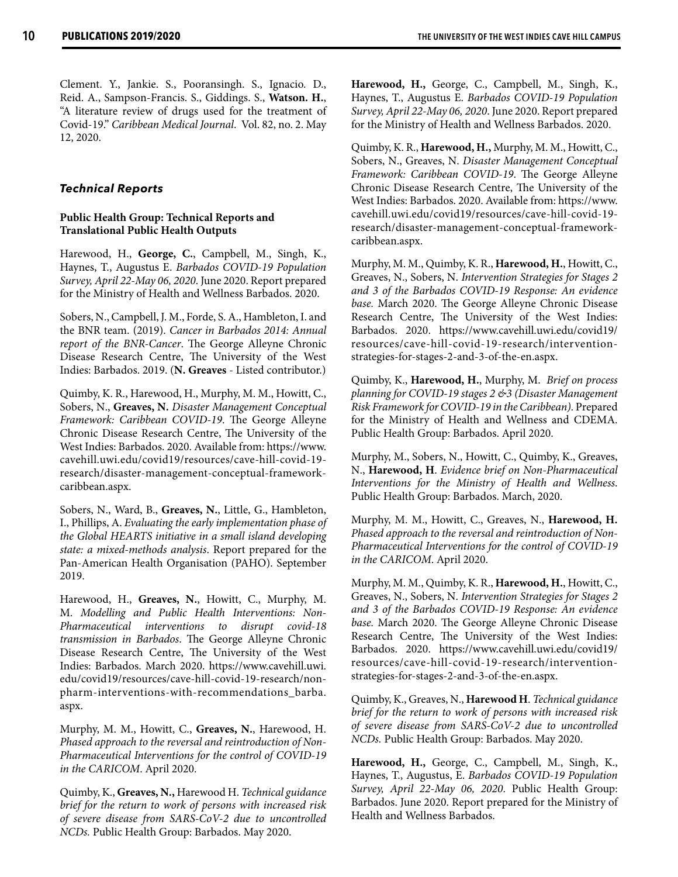Clement. Y., Jankie. S., Pooransingh. S., Ignacio. D., Reid. A., Sampson-Francis. S., Giddings. S., **Watson. H.**, "A literature review of drugs used for the treatment of Covid-19." *Caribbean Medical Journal*. Vol. 82, no. 2. May 12, 2020.

### *Technical Reports*

#### Public Health Group: Technical Reports and Translational Public Health Outputs

Harewood, H., **George, C.**, Campbell, M., Singh, K., Haynes, T., Augustus E. *Barbados COVID-19 Population Survey, April 22-May 06, 2020*. June 2020. Report prepared for the Ministry of Health and Wellness Barbados. 2020.

Sobers, N., Campbell, J. M., Forde, S. A., Hambleton, I. and the BNR team. (2019). *Cancer in Barbados 2014: Annual report of the BNR-Cancer*. The George Alleyne Chronic Disease Research Centre, The University of the West Indies: Barbados. 2019. (**N. Greaves** - Listed contributor.)

Quimby, K. R., Harewood, H., Murphy, M. M., Howitt, C., Sobers, N., **Greaves, N.** *Disaster Management Conceptual Framework: Caribbean COVID-19*. The George Alleyne Chronic Disease Research Centre, The University of the West Indies: Barbados. 2020. Available from: https://www.cavehill.uwi.edu/covid19/resources/cave-hill-covid-19-research/disaster-management-conceptual-framework-caribbean.aspx.

Sobers, N., Ward, B., **Greaves, N.**, Little, G., Hambleton, I., Phillips, A. *Evaluating the early implementation phase of the Global HEARTS initiative in a small island developing state: a mixed-methods analysis*. Report prepared for the Pan-American Health Organisation (PAHO). September 2019.

Harewood, H., **Greaves, N.**, Howitt, C., Murphy, M. M. *Modelling and Public Health Interventions: Non-Pharmaceutical interventions to disrupt covid-18 transmission in Barbados*. The George Alleyne Chronic Disease Research Centre, The University of the West Indies: Barbados. March 2020. https://www.cavehill.uwi.edu/covid19/resources/cave-hill-covid-19-research/non-pharm-interventions-with-recommendations_barba.aspx.

Murphy, M. M., Howitt, C., **Greaves, N.**, Harewood, H. *Phased approach to the reversal and reintroduction of Non-Pharmaceutical Interventions for the control of COVID-19 in the CARICOM*. April 2020.

Quimby, K., **Greaves, N.,** Harewood H. *Technical guidance brief for the return to work of persons with increased risk of severe disease from SARS-CoV-2 due to uncontrolled NCDs.* Public Health Group: Barbados. May 2020.

**Harewood, H.,** George, C., Campbell, M., Singh, K., Haynes, T., Augustus E. *Barbados COVID-19 Population Survey, April 22-May 06, 2020*. June 2020. Report prepared for the Ministry of Health and Wellness Barbados. 2020.

Quimby, K. R., **Harewood, H.,** Murphy, M. M., Howitt, C., Sobers, N., Greaves, N. *Disaster Management Conceptual Framework: Caribbean COVID-19*. The George Alleyne Chronic Disease Research Centre, The University of the West Indies: Barbados. 2020. Available from: https://www.cavehill.uwi.edu/covid19/resources/cave-hill-covid-19-research/disaster-management-conceptual-framework-caribbean.aspx.

Murphy, M. M., Quimby, K. R., **Harewood, H.**, Howitt, C., Greaves, N., Sobers, N. *Intervention Strategies for Stages 2 and 3 of the Barbados COVID-19 Response: An evidence base.* March 2020. The George Alleyne Chronic Disease Research Centre, The University of the West Indies: Barbados. 2020. https://www.cavehill.uwi.edu/covid19/resources/cave-hill-covid-19-research/intervention-strategies-for-stages-2-and-3-of-the-en.aspx.

Quimby, K., **Harewood, H.**, Murphy, M. *Brief on process planning for COVID-19 stages 2 &3 (Disaster Management Risk Framework for COVID-19 in the Caribbean)*. Prepared for the Ministry of Health and Wellness and CDEMA. Public Health Group: Barbados. April 2020.

Murphy, M., Sobers, N., Howitt, C., Quimby, K., Greaves, N., **Harewood, H**. *Evidence brief on Non-Pharmaceutical Interventions for the Ministry of Health and Wellness*. Public Health Group: Barbados. March, 2020.

Murphy, M. M., Howitt, C., Greaves, N., **Harewood, H.** *Phased approach to the reversal and reintroduction of Non-Pharmaceutical Interventions for the control of COVID-19 in the CARICOM*. April 2020.

Murphy, M. M., Quimby, K. R., **Harewood, H.**, Howitt, C., Greaves, N., Sobers, N. *Intervention Strategies for Stages 2 and 3 of the Barbados COVID-19 Response: An evidence base.* March 2020. The George Alleyne Chronic Disease Research Centre, The University of the West Indies: Barbados. 2020. https://www.cavehill.uwi.edu/covid19/resources/cave-hill-covid-19-research/intervention-strategies-for-stages-2-and-3-of-the-en.aspx.

Quimby, K., Greaves, N., **Harewood H**. *Technical guidance brief for the return to work of persons with increased risk of severe disease from SARS-CoV-2 due to uncontrolled NCDs.* Public Health Group: Barbados. May 2020.

**Harewood, H.,** George, C., Campbell, M., Singh, K., Haynes, T., Augustus, E. *Barbados COVID-19 Population Survey, April 22-May 06, 2020*. Public Health Group: Barbados. June 2020. Report prepared for the Ministry of Health and Wellness Barbados.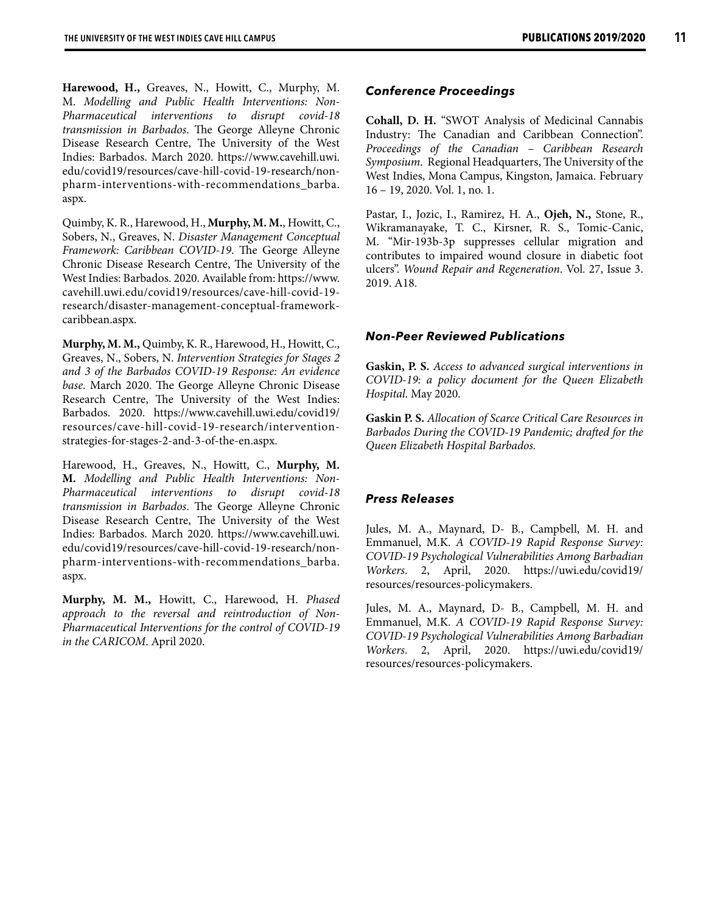**Harewood, H.,** Greaves, N., Howitt, C., Murphy, M. M. *Modelling and Public Health Interventions: Non-Pharmaceutical interventions to disrupt covid-18 transmission in Barbados*. The George Alleyne Chronic Disease Research Centre, The University of the West Indies: Barbados. March 2020. https://www.cavehill.uwi.edu/covid19/resources/cave-hill-covid-19-research/non-pharm-interventions-with-recommendations_barba.aspx.

Quimby, K. R., Harewood, H., **Murphy, M. M.**, Howitt, C., Sobers, N., Greaves, N. *Disaster Management Conceptual Framework: Caribbean COVID-19*. The George Alleyne Chronic Disease Research Centre, The University of the West Indies: Barbados. 2020. Available from: https://www.cavehill.uwi.edu/covid19/resources/cave-hill-covid-19-research/disaster-management-conceptual-framework-caribbean.aspx.

**Murphy, M. M.,** Quimby, K. R., Harewood, H., Howitt, C., Greaves, N., Sobers, N. *Intervention Strategies for Stages 2 and 3 of the Barbados COVID-19 Response: An evidence base.* March 2020. The George Alleyne Chronic Disease Research Centre, The University of the West Indies: Barbados. 2020. https://www.cavehill.uwi.edu/covid19/resources/cave-hill-covid-19-research/intervention-strategies-for-stages-2-and-3-of-the-en.aspx.

Harewood, H., Greaves, N., Howitt, C., **Murphy, M. M.** *Modelling and Public Health Interventions: Non-Pharmaceutical interventions to disrupt covid-18 transmission in Barbados*. The George Alleyne Chronic Disease Research Centre, The University of the West Indies: Barbados. March 2020. https://www.cavehill.uwi.edu/covid19/resources/cave-hill-covid-19-research/non-pharm-interventions-with-recommendations_barba.aspx.

**Murphy, M. M.,** Howitt, C., Harewood, H. *Phased approach to the reversal and reintroduction of Non-Pharmaceutical Interventions for the control of COVID-19 in the CARICOM*. April 2020.

### *Conference Proceedings*

**Cohall, D. H.** "SWOT Analysis of Medicinal Cannabis Industry: The Canadian and Caribbean Connection". *Proceedings of the Canadian – Caribbean Research Symposium.* Regional Headquarters, The University of the West Indies, Mona Campus, Kingston, Jamaica. February 16 – 19, 2020. Vol. 1, no. 1.

Pastar, I., Jozic, I., Ramirez, H. A., **Ojeh, N.,** Stone, R., Wikramanayake, T. C., Kirsner, R. S., Tomic-Canic, M. "Mir-193b-3p suppresses cellular migration and contributes to impaired wound closure in diabetic foot ulcers". *Wound Repair and Regeneration*. Vol. 27, Issue 3. 2019. A18.

### *Non-Peer Reviewed Publications*

**Gaskin, P. S.** *Access to advanced surgical interventions in COVID-19: a policy document for the Queen Elizabeth Hospital.* May 2020.

**Gaskin P. S.** *Allocation of Scarce Critical Care Resources in Barbados During the COVID-19 Pandemic; drafted for the Queen Elizabeth Hospital Barbados.*

### *Press Releases*

Jules, M. A., Maynard, D- B., Campbell, M. H. and Emmanuel, M.K. *A COVID-19 Rapid Response Survey: COVID-19 Psychological Vulnerabilities Among Barbadian Workers*. 2, April, 2020. https://uwi.edu/covid19/resources/resources-policymakers.

Jules, M. A., Maynard, D- B., Campbell, M. H. and Emmanuel, M.K. *A COVID-19 Rapid Response Survey: COVID-19 Psychological Vulnerabilities Among Barbadian Workers*. 2, April, 2020. https://uwi.edu/covid19/resources/resources-policymakers.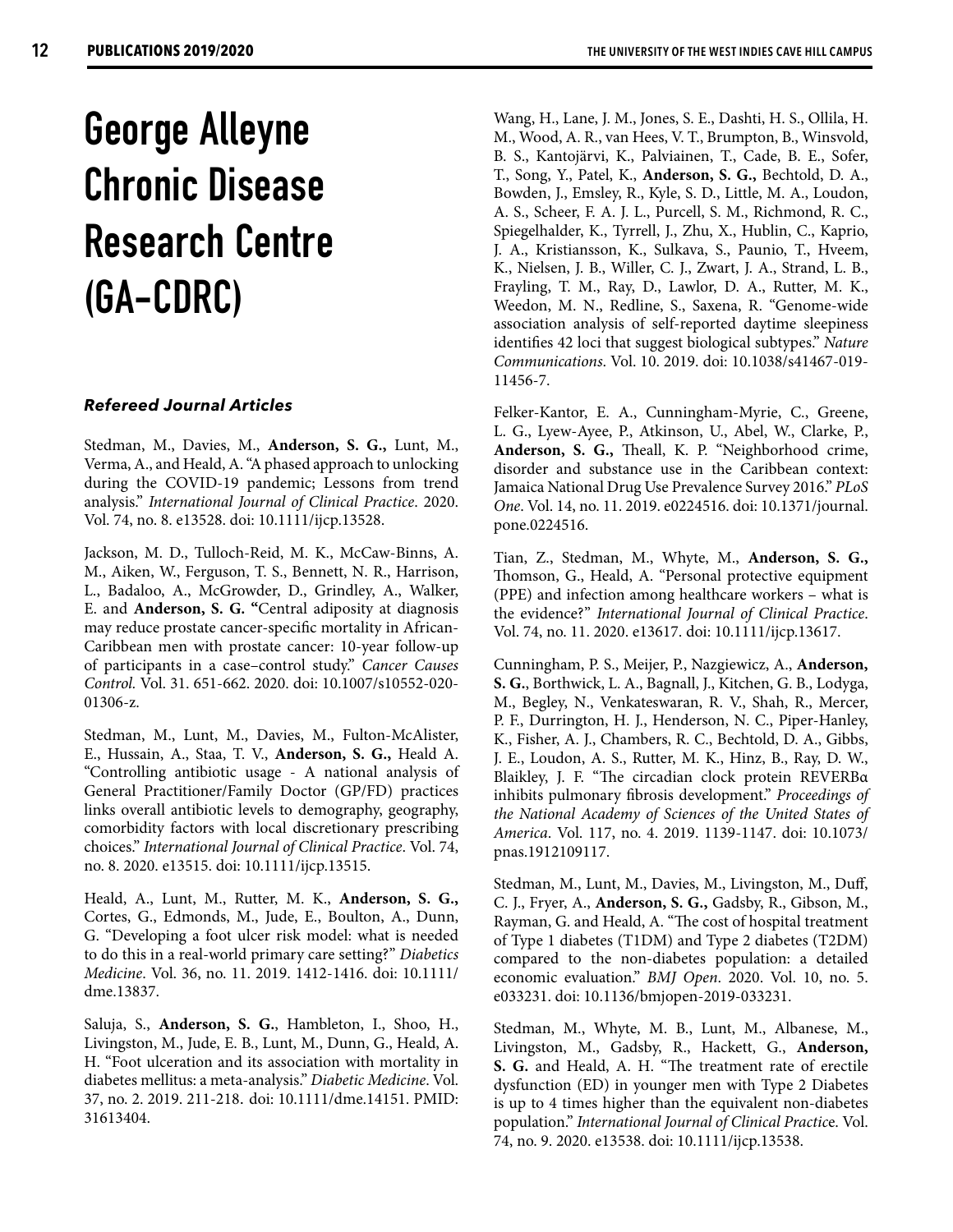# George Alleyne Chronic Disease Research Centre (GA-CDRC)

### *Refereed Journal Articles*

Stedman, M., Davies, M., **Anderson, S. G.,** Lunt, M., Verma, A., and Heald, A. "A phased approach to unlocking during the COVID-19 pandemic; Lessons from trend analysis." *International Journal of Clinical Practice*. 2020. Vol. 74, no. 8. e13528. doi: 10.1111/ijcp.13528.

Jackson, M. D., Tulloch-Reid, M. K., McCaw-Binns, A. M., Aiken, W., Ferguson, T. S., Bennett, N. R., Harrison, L., Badaloo, A., McGrowder, D., Grindley, A., Walker, E. and **Anderson, S. G. "**Central adiposity at diagnosis may reduce prostate cancer-specific mortality in African-Caribbean men with prostate cancer: 10-year follow-up of participants in a case–control study." *Cancer Causes Control.* Vol. 31. 651-662. 2020. doi: 10.1007/s10552-020-01306-z.

Stedman, M., Lunt, M., Davies, M., Fulton-McAlister, E., Hussain, A., Staa, T. V., **Anderson, S. G.,** Heald A. "Controlling antibiotic usage - A national analysis of General Practitioner/Family Doctor (GP/FD) practices links overall antibiotic levels to demography, geography, comorbidity factors with local discretionary prescribing choices." *International Journal of Clinical Practice*. Vol. 74, no. 8. 2020. e13515. doi: 10.1111/ijcp.13515.

Heald, A., Lunt, M., Rutter, M. K., **Anderson, S. G.,** Cortes, G., Edmonds, M., Jude, E., Boulton, A., Dunn, G. "Developing a foot ulcer risk model: what is needed to do this in a real-world primary care setting?" *Diabetics Medicine*. Vol. 36, no. 11. 2019. 1412-1416. doi: 10.1111/dme.13837.

Saluja, S., **Anderson, S. G.**, Hambleton, I., Shoo, H., Livingston, M., Jude, E. B., Lunt, M., Dunn, G., Heald, A. H. "Foot ulceration and its association with mortality in diabetes mellitus: a meta-analysis." *Diabetic Medicine*. Vol. 37, no. 2. 2019. 211-218. doi: 10.1111/dme.14151. PMID: 31613404.

Wang, H., Lane, J. M., Jones, S. E., Dashti, H. S., Ollila, H. M., Wood, A. R., van Hees, V. T., Brumpton, B., Winsvold, B. S., Kantojärvi, K., Palviainen, T., Cade, B. E., Sofer, T., Song, Y., Patel, K., **Anderson, S. G.,** Bechtold, D. A., Bowden, J., Emsley, R., Kyle, S. D., Little, M. A., Loudon, A. S., Scheer, F. A. J. L., Purcell, S. M., Richmond, R. C., Spiegelhalder, K., Tyrrell, J., Zhu, X., Hublin, C., Kaprio, J. A., Kristiansson, K., Sulkava, S., Paunio, T., Hveem, K., Nielsen, J. B., Willer, C. J., Zwart, J. A., Strand, L. B., Frayling, T. M., Ray, D., Lawlor, D. A., Rutter, M. K., Weedon, M. N., Redline, S., Saxena, R. "Genome-wide association analysis of self-reported daytime sleepiness identifies 42 loci that suggest biological subtypes." *Nature Communications*. Vol. 10. 2019. doi: 10.1038/s41467-019-11456-7.

Felker-Kantor, E. A., Cunningham-Myrie, C., Greene, L. G., Lyew-Ayee, P., Atkinson, U., Abel, W., Clarke, P., **Anderson, S. G.,** Theall, K. P. "Neighborhood crime, disorder and substance use in the Caribbean context: Jamaica National Drug Use Prevalence Survey 2016." *PLoS One*. Vol. 14, no. 11. 2019. e0224516. doi: 10.1371/journal.pone.0224516.

Tian, Z., Stedman, M., Whyte, M., **Anderson, S. G.,** Thomson, G., Heald, A. "Personal protective equipment (PPE) and infection among healthcare workers – what is the evidence?" *International Journal of Clinical Practice*. Vol. 74, no. 11. 2020. e13617. doi: 10.1111/ijcp.13617.

Cunningham, P. S., Meijer, P., Nazgiewicz, A., **Anderson, S. G.**, Borthwick, L. A., Bagnall, J., Kitchen, G. B., Lodyga, M., Begley, N., Venkateswaran, R. V., Shah, R., Mercer, P. F., Durrington, H. J., Henderson, N. C., Piper-Hanley, K., Fisher, A. J., Chambers, R. C., Bechtold, D. A., Gibbs, J. E., Loudon, A. S., Rutter, M. K., Hinz, B., Ray, D. W., Blaikley, J. F. "The circadian clock protein REVERBα inhibits pulmonary fibrosis development." *Proceedings of the National Academy of Sciences of the United States of America*. Vol. 117, no. 4. 2019. 1139-1147. doi: 10.1073/pnas.1912109117.

Stedman, M., Lunt, M., Davies, M., Livingston, M., Duff, C. J., Fryer, A., **Anderson, S. G.,** Gadsby, R., Gibson, M., Rayman, G. and Heald, A. "The cost of hospital treatment of Type 1 diabetes (T1DM) and Type 2 diabetes (T2DM) compared to the non-diabetes population: a detailed economic evaluation." *BMJ Open*. 2020. Vol. 10, no. 5. e033231. doi: 10.1136/bmjopen-2019-033231.

Stedman, M., Whyte, M. B., Lunt, M., Albanese, M., Livingston, M., Gadsby, R., Hackett, G., **Anderson, S. G.** and Heald, A. H. "The treatment rate of erectile dysfunction (ED) in younger men with Type 2 Diabetes is up to 4 times higher than the equivalent non-diabetes population." *International Journal of Clinical Practice*. Vol. 74, no. 9. 2020. e13538. doi: 10.1111/ijcp.13538.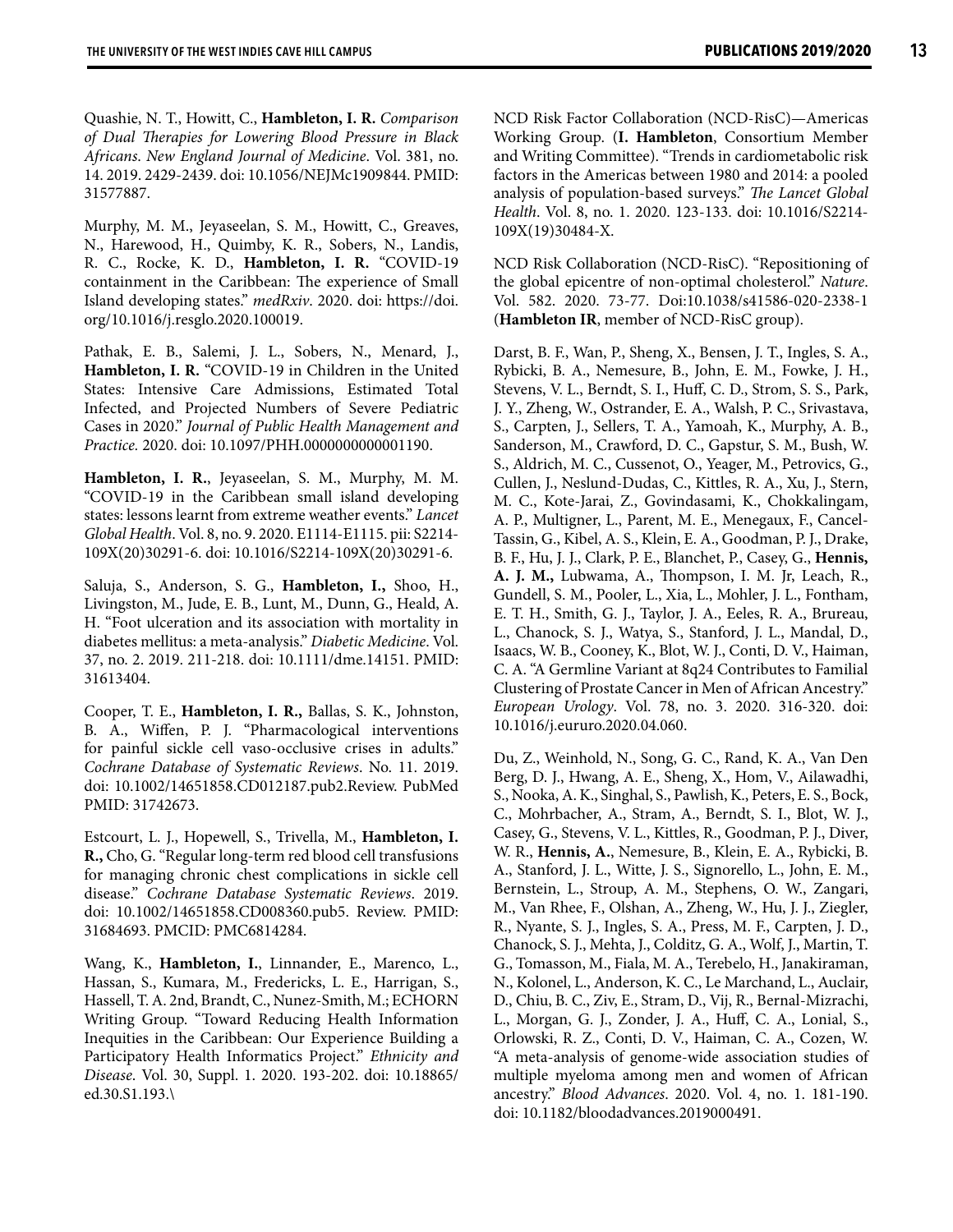Quashie, N. T., Howitt, C., **Hambleton, I. R.** *Comparison of Dual Therapies for Lowering Blood Pressure in Black Africans. New England Journal of Medicine*. Vol. 381, no. 14. 2019. 2429-2439. doi: 10.1056/NEJMc1909844. PMID: 31577887.

Murphy, M. M., Jeyaseelan, S. M., Howitt, C., Greaves, N., Harewood, H., Quimby, K. R., Sobers, N., Landis, R. C., Rocke, K. D., **Hambleton, I. R.** "COVID-19 containment in the Caribbean: The experience of Small Island developing states." *medRxiv*. 2020. doi: https://doi.org/10.1016/j.resglo.2020.100019.

Pathak, E. B., Salemi, J. L., Sobers, N., Menard, J., **Hambleton, I. R.** "COVID-19 in Children in the United States: Intensive Care Admissions, Estimated Total Infected, and Projected Numbers of Severe Pediatric Cases in 2020." *Journal of Public Health Management and Practice.* 2020. doi: 10.1097/PHH.0000000000001190.

**Hambleton, I. R.**, Jeyaseelan, S. M., Murphy, M. M. "COVID-19 in the Caribbean small island developing states: lessons learnt from extreme weather events." *Lancet Global Health*. Vol. 8, no. 9. 2020. E1114-E1115. pii: S2214-109X(20)30291-6. doi: 10.1016/S2214-109X(20)30291-6.

Saluja, S., Anderson, S. G., **Hambleton, I.,** Shoo, H., Livingston, M., Jude, E. B., Lunt, M., Dunn, G., Heald, A. H. "Foot ulceration and its association with mortality in diabetes mellitus: a meta-analysis." *Diabetic Medicine*. Vol. 37, no. 2. 2019. 211-218. doi: 10.1111/dme.14151. PMID: 31613404.

Cooper, T. E., **Hambleton, I. R.,** Ballas, S. K., Johnston, B. A., Wiffen, P. J. "Pharmacological interventions for painful sickle cell vaso-occlusive crises in adults." *Cochrane Database of Systematic Reviews*. No. 11. 2019. doi: 10.1002/14651858.CD012187.pub2.Review. PubMed PMID: 31742673.

Estcourt, L. J., Hopewell, S., Trivella, M., **Hambleton, I. R.,** Cho, G. "Regular long-term red blood cell transfusions for managing chronic chest complications in sickle cell disease." *Cochrane Database Systematic Reviews*. 2019. doi: 10.1002/14651858.CD008360.pub5. Review. PMID: 31684693. PMCID: PMC6814284.

Wang, K., **Hambleton, I.**, Linnander, E., Marenco, L., Hassan, S., Kumara, M., Fredericks, L. E., Harrigan, S., Hassell, T. A. 2nd, Brandt, C., Nunez-Smith, M.; ECHORN Writing Group. "Toward Reducing Health Information Inequities in the Caribbean: Our Experience Building a Participatory Health Informatics Project." *Ethnicity and Disease*. Vol. 30, Suppl. 1. 2020. 193-202. doi: 10.18865/ed.30.S1.193.\

NCD Risk Factor Collaboration (NCD-RisC)—Americas Working Group. (**I. Hambleton**, Consortium Member and Writing Committee). "Trends in cardiometabolic risk factors in the Americas between 1980 and 2014: a pooled analysis of population-based surveys." *The Lancet Global Health*. Vol. 8, no. 1. 2020. 123-133. doi: 10.1016/S2214-109X(19)30484-X.

NCD Risk Collaboration (NCD-RisC). "Repositioning of the global epicentre of non-optimal cholesterol." *Nature*. Vol. 582. 2020. 73-77. Doi:10.1038/s41586-020-2338-1 (**Hambleton IR**, member of NCD-RisC group).

Darst, B. F., Wan, P., Sheng, X., Bensen, J. T., Ingles, S. A., Rybicki, B. A., Nemesure, B., John, E. M., Fowke, J. H., Stevens, V. L., Berndt, S. I., Huff, C. D., Strom, S. S., Park, J. Y., Zheng, W., Ostrander, E. A., Walsh, P. C., Srivastava, S., Carpten, J., Sellers, T. A., Yamoah, K., Murphy, A. B., Sanderson, M., Crawford, D. C., Gapstur, S. M., Bush, W. S., Aldrich, M. C., Cussenot, O., Yeager, M., Petrovics, G., Cullen, J., Neslund-Dudas, C., Kittles, R. A., Xu, J., Stern, M. C., Kote-Jarai, Z., Govindasami, K., Chokkalingam, A. P., Multigner, L., Parent, M. E., Menegaux, F., Cancel-Tassin, G., Kibel, A. S., Klein, E. A., Goodman, P. J., Drake, B. F., Hu, J. J., Clark, P. E., Blanchet, P., Casey, G., **Hennis, A. J. M.,** Lubwama, A., Thompson, I. M. Jr, Leach, R., Gundell, S. M., Pooler, L., Xia, L., Mohler, J. L., Fontham, E. T. H., Smith, G. J., Taylor, J. A., Eeles, R. A., Brureau, L., Chanock, S. J., Watya, S., Stanford, J. L., Mandal, D., Isaacs, W. B., Cooney, K., Blot, W. J., Conti, D. V., Haiman, C. A. "A Germline Variant at 8q24 Contributes to Familial Clustering of Prostate Cancer in Men of African Ancestry." *European Urology*. Vol. 78, no. 3. 2020. 316-320. doi: 10.1016/j.eururo.2020.04.060.

Du, Z., Weinhold, N., Song, G. C., Rand, K. A., Van Den Berg, D. J., Hwang, A. E., Sheng, X., Hom, V., Ailawadhi, S., Nooka, A. K., Singhal, S., Pawlish, K., Peters, E. S., Bock, C., Mohrbacher, A., Stram, A., Berndt, S. I., Blot, W. J., Casey, G., Stevens, V. L., Kittles, R., Goodman, P. J., Diver, W. R., **Hennis, A.**, Nemesure, B., Klein, E. A., Rybicki, B. A., Stanford, J. L., Witte, J. S., Signorello, L., John, E. M., Bernstein, L., Stroup, A. M., Stephens, O. W., Zangari, M., Van Rhee, F., Olshan, A., Zheng, W., Hu, J. J., Ziegler, R., Nyante, S. J., Ingles, S. A., Press, M. F., Carpten, J. D., Chanock, S. J., Mehta, J., Colditz, G. A., Wolf, J., Martin, T. G., Tomasson, M., Fiala, M. A., Terebelo, H., Janakiraman, N., Kolonel, L., Anderson, K. C., Le Marchand, L., Auclair, D., Chiu, B. C., Ziv, E., Stram, D., Vij, R., Bernal-Mizrachi, L., Morgan, G. J., Zonder, J. A., Huff, C. A., Lonial, S., Orlowski, R. Z., Conti, D. V., Haiman, C. A., Cozen, W. "A meta-analysis of genome-wide association studies of multiple myeloma among men and women of African ancestry." *Blood Advances*. 2020. Vol. 4, no. 1. 181-190. doi: 10.1182/bloodadvances.2019000491.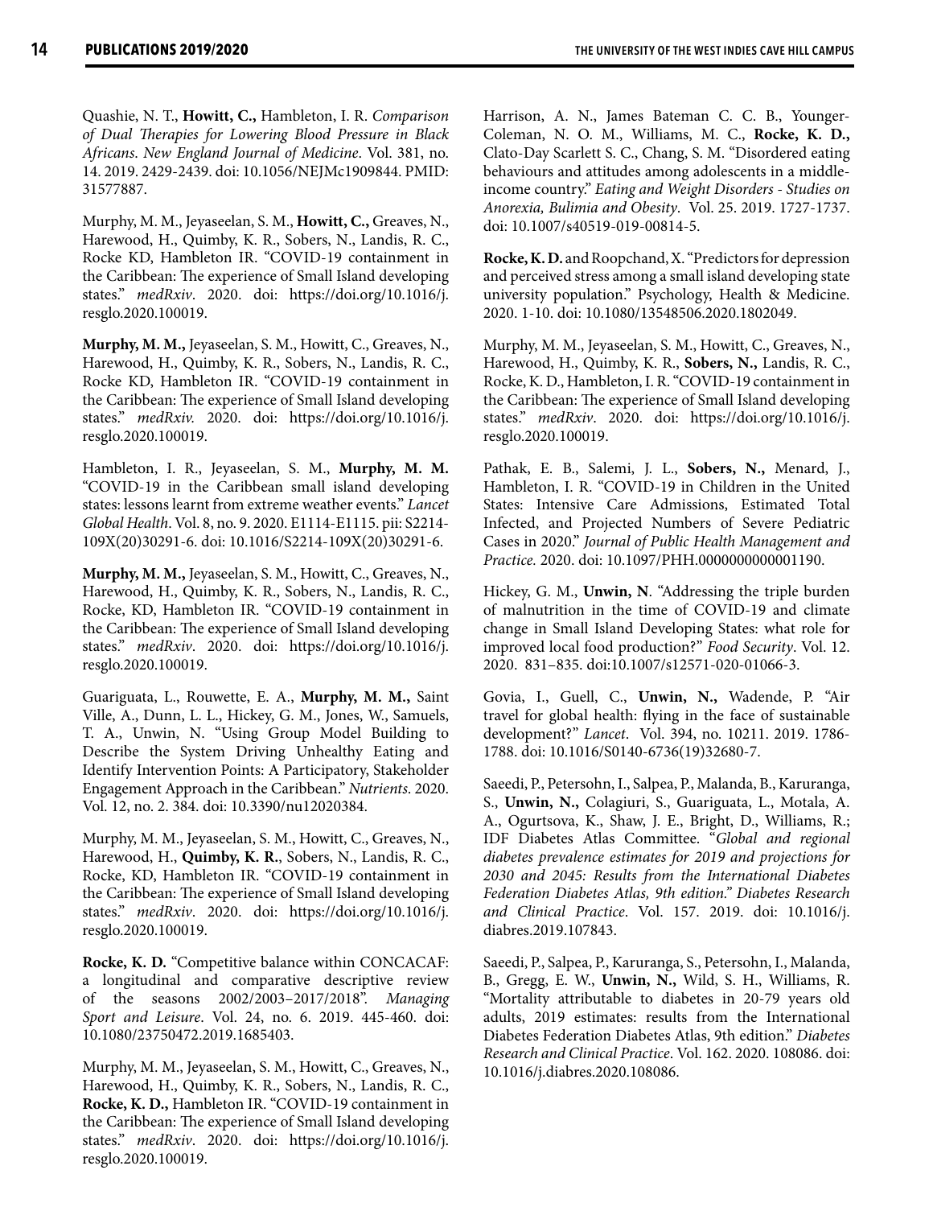Quashie, N. T., **Howitt, C.,** Hambleton, I. R. *Comparison of Dual Therapies for Lowering Blood Pressure in Black Africans. New England Journal of Medicine*. Vol. 381, no. 14. 2019. 2429-2439. doi: 10.1056/NEJMc1909844. PMID: 31577887.

Murphy, M. M., Jeyaseelan, S. M., **Howitt, C.,** Greaves, N., Harewood, H., Quimby, K. R., Sobers, N., Landis, R. C., Rocke KD, Hambleton IR. "COVID-19 containment in the Caribbean: The experience of Small Island developing states." *medRxiv*. 2020. doi: https://doi.org/10.1016/j.resglo.2020.100019.

**Murphy, M. M.,** Jeyaseelan, S. M., Howitt, C., Greaves, N., Harewood, H., Quimby, K. R., Sobers, N., Landis, R. C., Rocke KD, Hambleton IR. "COVID-19 containment in the Caribbean: The experience of Small Island developing states." *medRxiv.* 2020. doi: https://doi.org/10.1016/j.resglo.2020.100019.

Hambleton, I. R., Jeyaseelan, S. M., **Murphy, M. M.** "COVID-19 in the Caribbean small island developing states: lessons learnt from extreme weather events." *Lancet Global Health*. Vol. 8, no. 9. 2020. E1114-E1115. pii: S2214-109X(20)30291-6. doi: 10.1016/S2214-109X(20)30291-6.

**Murphy, M. M.,** Jeyaseelan, S. M., Howitt, C., Greaves, N., Harewood, H., Quimby, K. R., Sobers, N., Landis, R. C., Rocke, KD, Hambleton IR. "COVID-19 containment in the Caribbean: The experience of Small Island developing states." *medRxiv*. 2020. doi: https://doi.org/10.1016/j.resglo.2020.100019.

Guariguata, L., Rouwette, E. A., **Murphy, M. M.,** Saint Ville, A., Dunn, L. L., Hickey, G. M., Jones, W., Samuels, T. A., Unwin, N. "Using Group Model Building to Describe the System Driving Unhealthy Eating and Identify Intervention Points: A Participatory, Stakeholder Engagement Approach in the Caribbean." *Nutrients*. 2020. Vol. 12, no. 2. 384. doi: 10.3390/nu12020384.

Murphy, M. M., Jeyaseelan, S. M., Howitt, C., Greaves, N., Harewood, H., **Quimby, K. R.**, Sobers, N., Landis, R. C., Rocke, KD, Hambleton IR. "COVID-19 containment in the Caribbean: The experience of Small Island developing states." *medRxiv*. 2020. doi: https://doi.org/10.1016/j.resglo.2020.100019.

**Rocke, K. D.** "Competitive balance within CONCACAF: a longitudinal and comparative descriptive review of the seasons 2002/2003–2017/2018". *Managing Sport and Leisure*. Vol. 24, no. 6. 2019. 445-460. doi: 10.1080/23750472.2019.1685403.

Murphy, M. M., Jeyaseelan, S. M., Howitt, C., Greaves, N., Harewood, H., Quimby, K. R., Sobers, N., Landis, R. C., **Rocke, K. D.,** Hambleton IR. "COVID-19 containment in the Caribbean: The experience of Small Island developing states." *medRxiv*. 2020. doi: https://doi.org/10.1016/j.resglo.2020.100019.

Harrison, A. N., James Bateman C. C. B., Younger-Coleman, N. O. M., Williams, M. C., **Rocke, K. D.,** Clato-Day Scarlett S. C., Chang, S. M. "Disordered eating behaviours and attitudes among adolescents in a middle-income country." *Eating and Weight Disorders - Studies on Anorexia, Bulimia and Obesity*. Vol. 25. 2019. 1727-1737. doi: 10.1007/s40519-019-00814-5.

**Rocke, K. D.** and Roopchand, X. "Predictors for depression and perceived stress among a small island developing state university population." Psychology, Health & Medicine. 2020. 1-10. doi: 10.1080/13548506.2020.1802049.

Murphy, M. M., Jeyaseelan, S. M., Howitt, C., Greaves, N., Harewood, H., Quimby, K. R., **Sobers, N.,** Landis, R. C., Rocke, K. D., Hambleton, I. R. "COVID-19 containment in the Caribbean: The experience of Small Island developing states." *medRxiv*. 2020. doi: https://doi.org/10.1016/j.resglo.2020.100019.

Pathak, E. B., Salemi, J. L., **Sobers, N.,** Menard, J., Hambleton, I. R. "COVID-19 in Children in the United States: Intensive Care Admissions, Estimated Total Infected, and Projected Numbers of Severe Pediatric Cases in 2020." *Journal of Public Health Management and Practice.* 2020. doi: 10.1097/PHH.0000000000001190.

Hickey, G. M., **Unwin, N**. "Addressing the triple burden of malnutrition in the time of COVID-19 and climate change in Small Island Developing States: what role for improved local food production?" *Food Security*. Vol. 12. 2020. 831–835. doi:10.1007/s12571-020-01066-3.

Govia, I., Guell, C., **Unwin, N.,** Wadende, P. "Air travel for global health: flying in the face of sustainable development?" *Lancet*. Vol. 394, no. 10211. 2019. 1786-1788. doi: 10.1016/S0140-6736(19)32680-7.

Saeedi, P., Petersohn, I., Salpea, P., Malanda, B., Karuranga, S., **Unwin, N.,** Colagiuri, S., Guariguata, L., Motala, A. A., Ogurtsova, K., Shaw, J. E., Bright, D., Williams, R.; IDF Diabetes Atlas Committee. "*Global and regional diabetes prevalence estimates for 2019 and projections for 2030 and 2045: Results from the International Diabetes Federation Diabetes Atlas, 9th edition.*" *Diabetes Research and Clinical Practice*. Vol. 157. 2019. doi: 10.1016/j.diabres.2019.107843.

Saeedi, P., Salpea, P., Karuranga, S., Petersohn, I., Malanda, B., Gregg, E. W., **Unwin, N.,** Wild, S. H., Williams, R. "Mortality attributable to diabetes in 20-79 years old adults, 2019 estimates: results from the International Diabetes Federation Diabetes Atlas, 9th edition." *Diabetes Research and Clinical Practice*. Vol. 162. 2020. 108086. doi: 10.1016/j.diabres.2020.108086.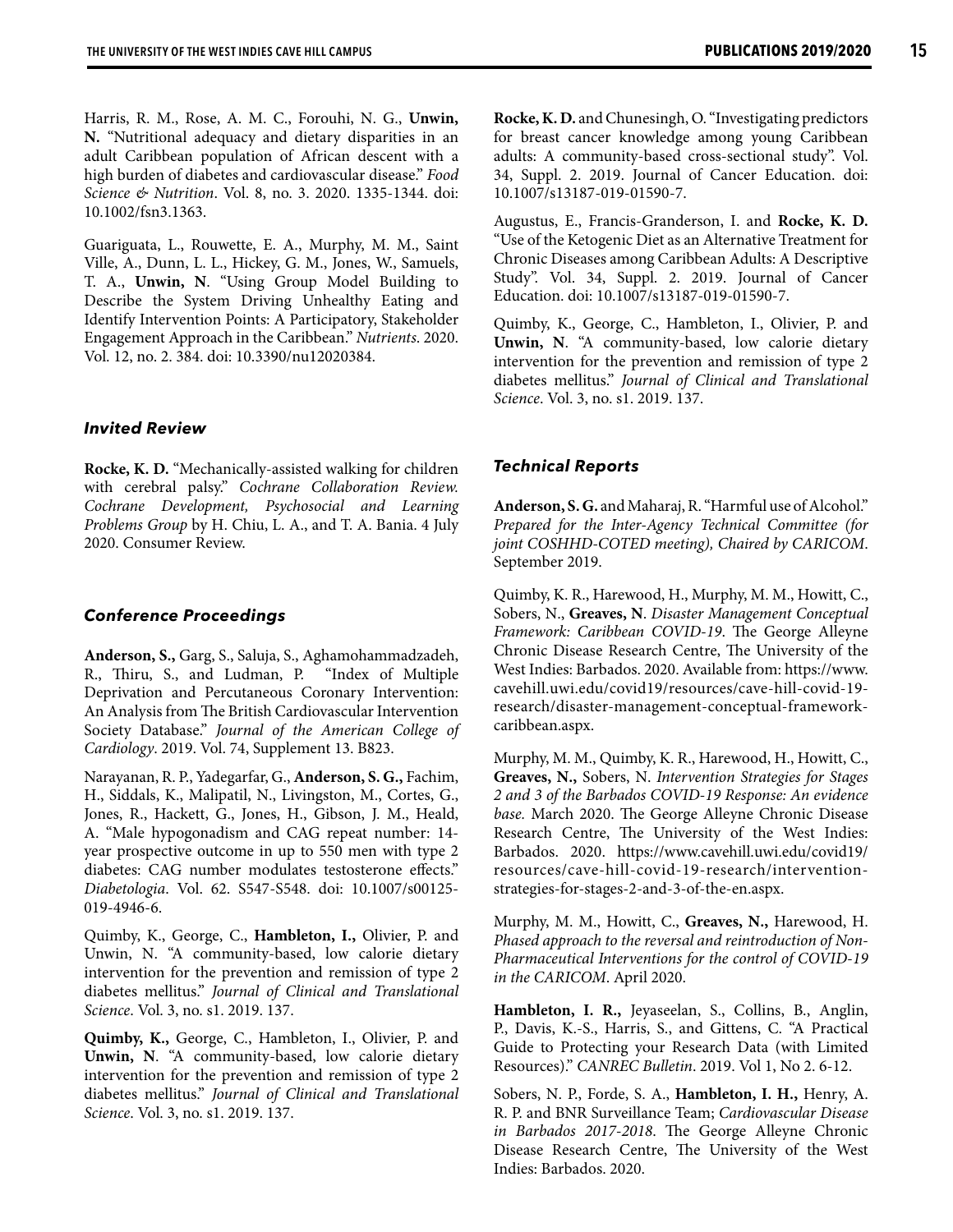Harris, R. M., Rose, A. M. C., Forouhi, N. G., **Unwin, N.** "Nutritional adequacy and dietary disparities in an adult Caribbean population of African descent with a high burden of diabetes and cardiovascular disease." *Food Science & Nutrition*. Vol. 8, no. 3. 2020. 1335-1344. doi: 10.1002/fsn3.1363.

Guariguata, L., Rouwette, E. A., Murphy, M. M., Saint Ville, A., Dunn, L. L., Hickey, G. M., Jones, W., Samuels, T. A., **Unwin, N**. "Using Group Model Building to Describe the System Driving Unhealthy Eating and Identify Intervention Points: A Participatory, Stakeholder Engagement Approach in the Caribbean." *Nutrients*. 2020. Vol. 12, no. 2. 384. doi: 10.3390/nu12020384.

### *Invited Review*

**Rocke, K. D.** "Mechanically-assisted walking for children with cerebral palsy." *Cochrane Collaboration Review. Cochrane Development, Psychosocial and Learning Problems Group* by H. Chiu, L. A., and T. A. Bania. 4 July 2020. Consumer Review.

### *Conference Proceedings*

**Anderson, S.,** Garg, S., Saluja, S., Aghamohammadzadeh, R., Thiru, S., and Ludman, P. "Index of Multiple Deprivation and Percutaneous Coronary Intervention: An Analysis from The British Cardiovascular Intervention Society Database." *Journal of the American College of Cardiology*. 2019. Vol. 74, Supplement 13. B823.

Narayanan, R. P., Yadegarfar, G., **Anderson, S. G.,** Fachim, H., Siddals, K., Malipatil, N., Livingston, M., Cortes, G., Jones, R., Hackett, G., Jones, H., Gibson, J. M., Heald, A. "Male hypogonadism and CAG repeat number: 14-year prospective outcome in up to 550 men with type 2 diabetes: CAG number modulates testosterone effects." *Diabetologia*. Vol. 62. S547-S548. doi: 10.1007/s00125-019-4946-6.

Quimby, K., George, C., **Hambleton, I.,** Olivier, P. and Unwin, N. "A community-based, low calorie dietary intervention for the prevention and remission of type 2 diabetes mellitus." *Journal of Clinical and Translational Science*. Vol. 3, no. s1. 2019. 137.

**Quimby, K.,** George, C., Hambleton, I., Olivier, P. and **Unwin, N**. "A community-based, low calorie dietary intervention for the prevention and remission of type 2 diabetes mellitus." *Journal of Clinical and Translational Science*. Vol. 3, no. s1. 2019. 137.

**Rocke, K. D.** and Chunesingh, O. "Investigating predictors for breast cancer knowledge among young Caribbean adults: A community-based cross-sectional study". Vol. 34, Suppl. 2. 2019. Journal of Cancer Education. doi: 10.1007/s13187-019-01590-7.

Augustus, E., Francis-Granderson, I. and **Rocke, K. D.** "Use of the Ketogenic Diet as an Alternative Treatment for Chronic Diseases among Caribbean Adults: A Descriptive Study". Vol. 34, Suppl. 2. 2019. Journal of Cancer Education. doi: 10.1007/s13187-019-01590-7.

Quimby, K., George, C., Hambleton, I., Olivier, P. and **Unwin, N**. "A community-based, low calorie dietary intervention for the prevention and remission of type 2 diabetes mellitus." *Journal of Clinical and Translational Science*. Vol. 3, no. s1. 2019. 137.

### *Technical Reports*

**Anderson, S. G.** and Maharaj, R. "Harmful use of Alcohol." *Prepared for the Inter-Agency Technical Committee (for joint COSHHD-COTED meeting), Chaired by CARICOM*. September 2019.

Quimby, K. R., Harewood, H., Murphy, M. M., Howitt, C., Sobers, N., **Greaves, N**. *Disaster Management Conceptual Framework: Caribbean COVID-19*. The George Alleyne Chronic Disease Research Centre, The University of the West Indies: Barbados. 2020. Available from: https://www.cavehill.uwi.edu/covid19/resources/cave-hill-covid-19-research/disaster-management-conceptual-framework-caribbean.aspx.

Murphy, M. M., Quimby, K. R., Harewood, H., Howitt, C., **Greaves, N.,** Sobers, N. *Intervention Strategies for Stages 2 and 3 of the Barbados COVID-19 Response: An evidence base.* March 2020. The George Alleyne Chronic Disease Research Centre, The University of the West Indies: Barbados. 2020. https://www.cavehill.uwi.edu/covid19/resources/cave-hill-covid-19-research/intervention-strategies-for-stages-2-and-3-of-the-en.aspx.

Murphy, M. M., Howitt, C., **Greaves, N.,** Harewood, H. *Phased approach to the reversal and reintroduction of Non-Pharmaceutical Interventions for the control of COVID-19 in the CARICOM*. April 2020.

**Hambleton, I. R.,** Jeyaseelan, S., Collins, B., Anglin, P., Davis, K.-S., Harris, S., and Gittens, C. "A Practical Guide to Protecting your Research Data (with Limited Resources)." *CANREC Bulletin*. 2019. Vol 1, No 2. 6-12.

Sobers, N. P., Forde, S. A., **Hambleton, I. H.,** Henry, A. R. P. and BNR Surveillance Team; *Cardiovascular Disease in Barbados 2017-2018*. The George Alleyne Chronic Disease Research Centre, The University of the West Indies: Barbados. 2020.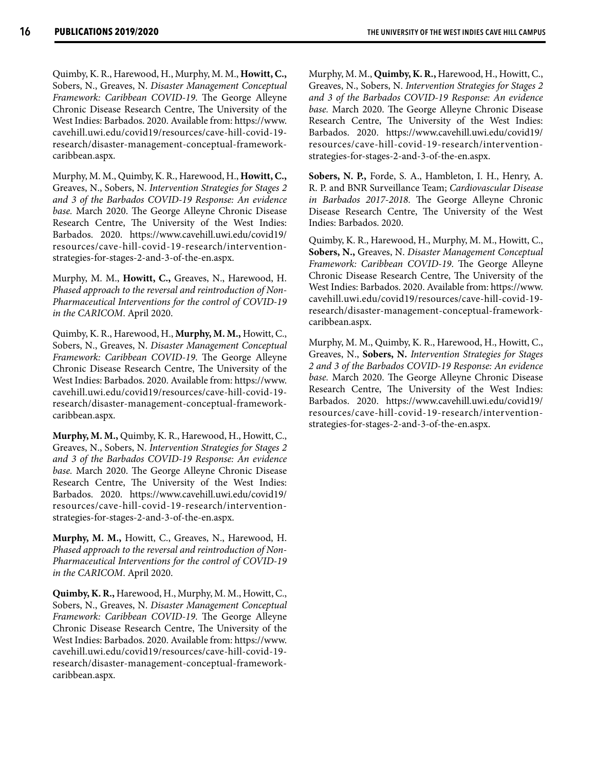Quimby, K. R., Harewood, H., Murphy, M. M., **Howitt, C.,** Sobers, N., Greaves, N. *Disaster Management Conceptual Framework: Caribbean COVID-19*. The George Alleyne Chronic Disease Research Centre, The University of the West Indies: Barbados. 2020. Available from: https://www.cavehill.uwi.edu/covid19/resources/cave-hill-covid-19-research/disaster-management-conceptual-framework-caribbean.aspx.

Murphy, M. M., Quimby, K. R., Harewood, H., **Howitt, C.,** Greaves, N., Sobers, N. *Intervention Strategies for Stages 2 and 3 of the Barbados COVID-19 Response: An evidence base.* March 2020. The George Alleyne Chronic Disease Research Centre, The University of the West Indies: Barbados. 2020. https://www.cavehill.uwi.edu/covid19/resources/cave-hill-covid-19-research/intervention-strategies-for-stages-2-and-3-of-the-en.aspx.

Murphy, M. M., **Howitt, C.,** Greaves, N., Harewood, H. *Phased approach to the reversal and reintroduction of Non-Pharmaceutical Interventions for the control of COVID-19 in the CARICOM*. April 2020.

Quimby, K. R., Harewood, H., **Murphy, M. M.,** Howitt, C., Sobers, N., Greaves, N. *Disaster Management Conceptual Framework: Caribbean COVID-19*. The George Alleyne Chronic Disease Research Centre, The University of the West Indies: Barbados. 2020. Available from: https://www.cavehill.uwi.edu/covid19/resources/cave-hill-covid-19-research/disaster-management-conceptual-framework-caribbean.aspx.

**Murphy, M. M.,** Quimby, K. R., Harewood, H., Howitt, C., Greaves, N., Sobers, N. *Intervention Strategies for Stages 2 and 3 of the Barbados COVID-19 Response: An evidence base.* March 2020. The George Alleyne Chronic Disease Research Centre, The University of the West Indies: Barbados. 2020. https://www.cavehill.uwi.edu/covid19/resources/cave-hill-covid-19-research/intervention-strategies-for-stages-2-and-3-of-the-en.aspx.

**Murphy, M. M.,** Howitt, C., Greaves, N., Harewood, H. *Phased approach to the reversal and reintroduction of Non-Pharmaceutical Interventions for the control of COVID-19 in the CARICOM*. April 2020.

**Quimby, K. R.,** Harewood, H., Murphy, M. M., Howitt, C., Sobers, N., Greaves, N. *Disaster Management Conceptual Framework: Caribbean COVID-19*. The George Alleyne Chronic Disease Research Centre, The University of the West Indies: Barbados. 2020. Available from: https://www.cavehill.uwi.edu/covid19/resources/cave-hill-covid-19-research/disaster-management-conceptual-framework-caribbean.aspx.

Murphy, M. M., **Quimby, K. R.,** Harewood, H., Howitt, C., Greaves, N., Sobers, N. *Intervention Strategies for Stages 2 and 3 of the Barbados COVID-19 Response: An evidence base.* March 2020. The George Alleyne Chronic Disease Research Centre, The University of the West Indies: Barbados. 2020. https://www.cavehill.uwi.edu/covid19/resources/cave-hill-covid-19-research/intervention-strategies-for-stages-2-and-3-of-the-en.aspx.

**Sobers, N. P.,** Forde, S. A., Hambleton, I. H., Henry, A. R. P. and BNR Surveillance Team; *Cardiovascular Disease in Barbados 2017-2018*. The George Alleyne Chronic Disease Research Centre, The University of the West Indies: Barbados. 2020.

Quimby, K. R., Harewood, H., Murphy, M. M., Howitt, C., **Sobers, N.,** Greaves, N. *Disaster Management Conceptual Framework: Caribbean COVID-19*. The George Alleyne Chronic Disease Research Centre, The University of the West Indies: Barbados. 2020. Available from: https://www.cavehill.uwi.edu/covid19/resources/cave-hill-covid-19-research/disaster-management-conceptual-framework-caribbean.aspx.

Murphy, M. M., Quimby, K. R., Harewood, H., Howitt, C., Greaves, N., **Sobers, N.** *Intervention Strategies for Stages 2 and 3 of the Barbados COVID-19 Response: An evidence base.* March 2020. The George Alleyne Chronic Disease Research Centre, The University of the West Indies: Barbados. 2020. https://www.cavehill.uwi.edu/covid19/resources/cave-hill-covid-19-research/intervention-strategies-for-stages-2-and-3-of-the-en.aspx.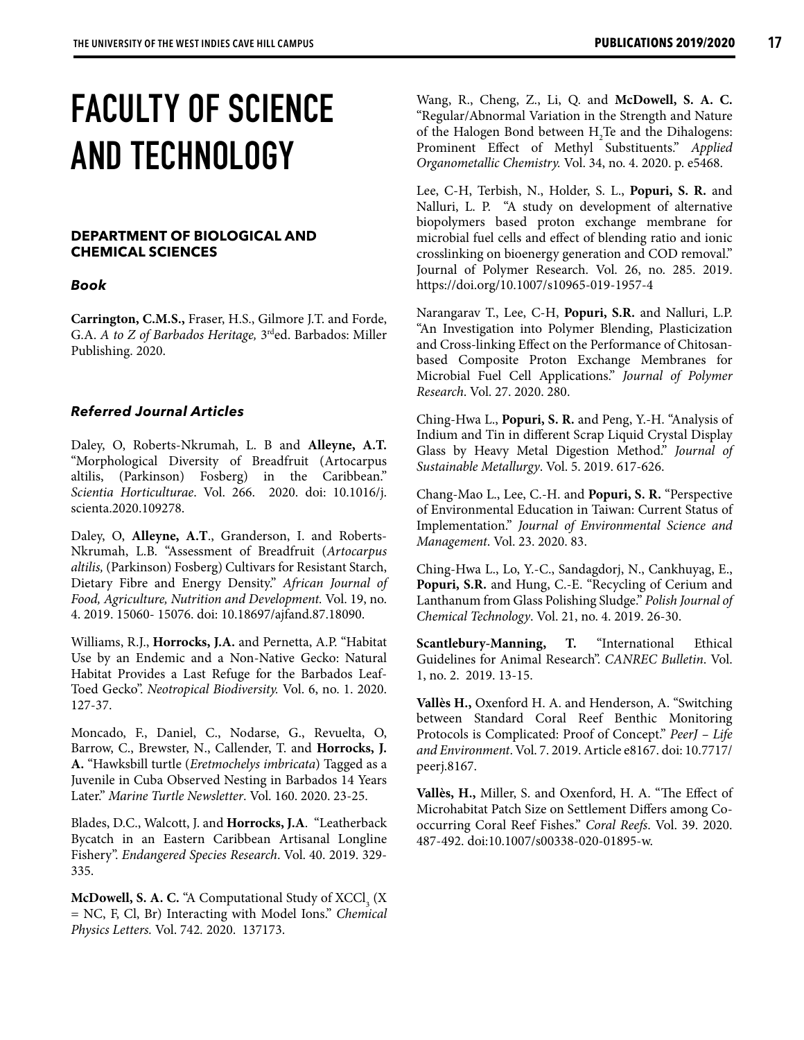# FACULTY OF SCIENCE AND TECHNOLOGY

## DEPARTMENT OF BIOLOGICAL AND CHEMICAL SCIENCES

### *Book*

**Carrington, C.M.S.,** Fraser, H.S., Gilmore J.T. and Forde, G.A. *A to Z of Barbados Heritage,* 3rded. Barbados: Miller Publishing. 2020.

### *Referred Journal Articles*

Daley, O, Roberts-Nkrumah, L. B and **Alleyne, A.T.** "Morphological Diversity of Breadfruit (Artocarpus altilis, (Parkinson) Fosberg) in the Caribbean." *Scientia Horticulturae*. Vol. 266. 2020. doi: 10.1016/j.scienta.2020.109278.

Daley, O, **Alleyne, A.T**., Granderson, I. and Roberts-Nkrumah, L.B. "Assessment of Breadfruit (*Artocarpus altilis,* (Parkinson) Fosberg) Cultivars for Resistant Starch, Dietary Fibre and Energy Density." *African Journal of Food, Agriculture, Nutrition and Development.* Vol. 19, no. 4. 2019. 15060- 15076. doi: 10.18697/ajfand.87.18090.

Williams, R.J., **Horrocks, J.A.** and Pernetta, A.P. "Habitat Use by an Endemic and a Non-Native Gecko: Natural Habitat Provides a Last Refuge for the Barbados Leaf-Toed Gecko". *Neotropical Biodiversity.* Vol. 6, no. 1. 2020. 127-37.

Moncado, F., Daniel, C., Nodarse, G., Revuelta, O, Barrow, C., Brewster, N., Callender, T. and **Horrocks, J. A.** "Hawksbill turtle (*Eretmochelys imbricata*) Tagged as a Juvenile in Cuba Observed Nesting in Barbados 14 Years Later." *Marine Turtle Newsletter*. Vol. 160. 2020. 23-25.

Blades, D.C., Walcott, J. and **Horrocks, J.A**. "Leatherback Bycatch in an Eastern Caribbean Artisanal Longline Fishery". *Endangered Species Research*. Vol. 40. 2019. 329-335.

**McDowell, S. A. C.** "A Computational Study of $XCCl_3$ (X = NC, F, Cl, Br) Interacting with Model Ions." *Chemical Physics Letters.* Vol. 742. 2020. 137173.

Wang, R., Cheng, Z., Li, Q. and **McDowell, S. A. C.** "Regular/Abnormal Variation in the Strength and Nature of the Halogen Bond between $H_2Te$ and the Dihalogens: Prominent Effect of Methyl Substituents." *Applied Organometallic Chemistry.* Vol. 34, no. 4. 2020. p. e5468.

Lee, C-H, Terbish, N., Holder, S. L., **Popuri, S. R.** and Nalluri, L. P. "A study on development of alternative biopolymers based proton exchange membrane for microbial fuel cells and effect of blending ratio and ionic crosslinking on bioenergy generation and COD removal." Journal of Polymer Research. Vol. 26, no. 285. 2019. https://doi.org/10.1007/s10965-019-1957-4

Narangarav T., Lee, C-H, **Popuri, S.R.** and Nalluri, L.P. "An Investigation into Polymer Blending, Plasticization and Cross-linking Effect on the Performance of Chitosan-based Composite Proton Exchange Membranes for Microbial Fuel Cell Applications." *Journal of Polymer Research*. Vol. 27. 2020. 280.

Ching-Hwa L., **Popuri, S. R.** and Peng, Y.-H. "Analysis of Indium and Tin in different Scrap Liquid Crystal Display Glass by Heavy Metal Digestion Method." *Journal of Sustainable Metallurgy*. Vol. 5. 2019. 617-626.

Chang-Mao L., Lee, C.-H. and **Popuri, S. R.** "Perspective of Environmental Education in Taiwan: Current Status of Implementation." *Journal of Environmental Science and Management*. Vol. 23. 2020. 83.

Ching-Hwa L., Lo, Y.-C., Sandagdorj, N., Cankhuyag, E., **Popuri, S.R.** and Hung, C.-E. "Recycling of Cerium and Lanthanum from Glass Polishing Sludge." *Polish Journal of Chemical Technology*. Vol. 21, no. 4. 2019. 26-30.

**Scantlebury-Manning, T.** "International Ethical Guidelines for Animal Research". *CANREC Bulletin*. Vol. 1, no. 2. 2019. 13-15.

**Vallès H.,** Oxenford H. A. and Henderson, A. "Switching between Standard Coral Reef Benthic Monitoring Protocols is Complicated: Proof of Concept." *PeerJ – Life and Environment*. Vol. 7. 2019. Article e8167. doi: 10.7717/peerj.8167.

**Vallès, H.,** Miller, S. and Oxenford, H. A. "The Effect of Microhabitat Patch Size on Settlement Differs among Co-occurring Coral Reef Fishes." *Coral Reefs*. Vol. 39. 2020. 487-492. doi:10.1007/s00338-020-01895-w.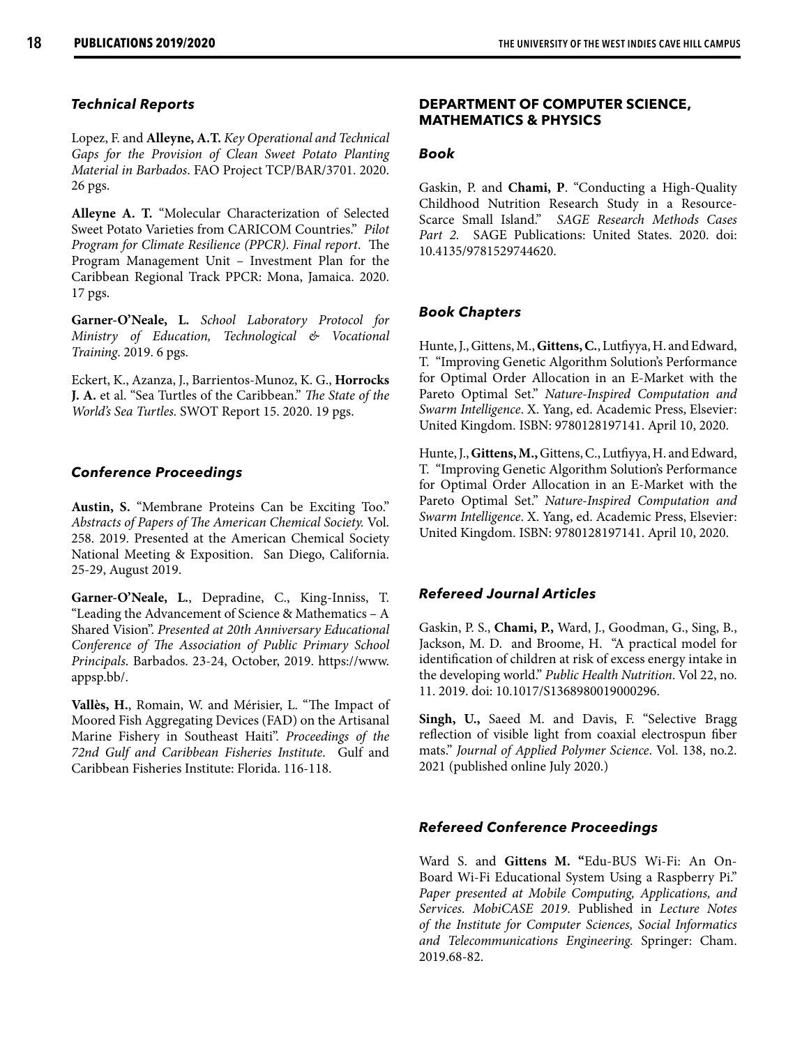### *Technical Reports*

Lopez, F. and **Alleyne, A.T.** *Key Operational and Technical Gaps for the Provision of Clean Sweet Potato Planting Material in Barbados*. FAO Project TCP/BAR/3701. 2020. 26 pgs.

**Alleyne A. T.** "Molecular Characterization of Selected Sweet Potato Varieties from CARICOM Countries." *Pilot Program for Climate Resilience (PPCR)*. *Final report*. The Program Management Unit – Investment Plan for the Caribbean Regional Track PPCR: Mona, Jamaica. 2020. 17 pgs.

**Garner-O'Neale, L.** *School Laboratory Protocol for Ministry of Education, Technological & Vocational Training*. 2019. 6 pgs.

Eckert, K., Azanza, J., Barrientos-Munoz, K. G., **Horrocks J. A.** et al. "Sea Turtles of the Caribbean." *The State of the World's Sea Turtles.* SWOT Report 15. 2020. 19 pgs.

### *Conference Proceedings*

**Austin, S.** "Membrane Proteins Can be Exciting Too." *Abstracts of Papers of The American Chemical Society.* Vol. 258. 2019. Presented at the American Chemical Society National Meeting & Exposition. San Diego, California. 25-29, August 2019.

**Garner-O'Neale, L.**, Depradine, C., King-Inniss, T. "Leading the Advancement of Science & Mathematics – A Shared Vision". *Presented at 20th Anniversary Educational Conference of The Association of Public Primary School Principals.* Barbados. 23-24, October, 2019. https://www.appsp.bb/.

**Vallès, H.**, Romain, W. and Mérisier, L. "The Impact of Moored Fish Aggregating Devices (FAD) on the Artisanal Marine Fishery in Southeast Haiti". *Proceedings of the 72nd Gulf and Caribbean Fisheries Institute*. Gulf and Caribbean Fisheries Institute: Florida. 116-118.

## DEPARTMENT OF COMPUTER SCIENCE, MATHEMATICS & PHYSICS

### *Book*

Gaskin, P. and **Chami, P**. "Conducting a High-Quality Childhood Nutrition Research Study in a Resource-Scarce Small Island." *SAGE Research Methods Cases Part 2.* SAGE Publications: United States. 2020. doi: 10.4135/9781529744620.

### *Book Chapters*

Hunte, J., Gittens, M., **Gittens, C.**, Lutfiyya, H. and Edward, T. "Improving Genetic Algorithm Solution's Performance for Optimal Order Allocation in an E-Market with the Pareto Optimal Set." *Nature-Inspired Computation and Swarm Intelligence*. X. Yang, ed. Academic Press, Elsevier: United Kingdom. ISBN: 9780128197141. April 10, 2020.

Hunte, J., **Gittens, M.,** Gittens, C., Lutfiyya, H. and Edward, T. "Improving Genetic Algorithm Solution's Performance for Optimal Order Allocation in an E-Market with the Pareto Optimal Set." *Nature-Inspired Computation and Swarm Intelligence*. X. Yang, ed. Academic Press, Elsevier: United Kingdom. ISBN: 9780128197141. April 10, 2020.

### *Refereed Journal Articles*

Gaskin, P. S., **Chami, P.,** Ward, J., Goodman, G., Sing, B., Jackson, M. D. and Broome, H. "A practical model for identification of children at risk of excess energy intake in the developing world." *Public Health Nutrition*. Vol 22, no. 11. 2019. doi: 10.1017/S1368980019000296.

**Singh, U.,** Saeed M. and Davis, F. "Selective Bragg reflection of visible light from coaxial electrospun fiber mats." *Journal of Applied Polymer Science*. Vol. 138, no.2. 2021 (published online July 2020.)

### *Refereed Conference Proceedings*

Ward S. and **Gittens M. "**Edu-BUS Wi-Fi: An On-Board Wi-Fi Educational System Using a Raspberry Pi." *Paper presented at Mobile Computing, Applications, and Services. MobiCASE 2019.* Published in *Lecture Notes of the Institute for Computer Sciences, Social Informatics and Telecommunications Engineering.* Springer: Cham. 2019.68-82.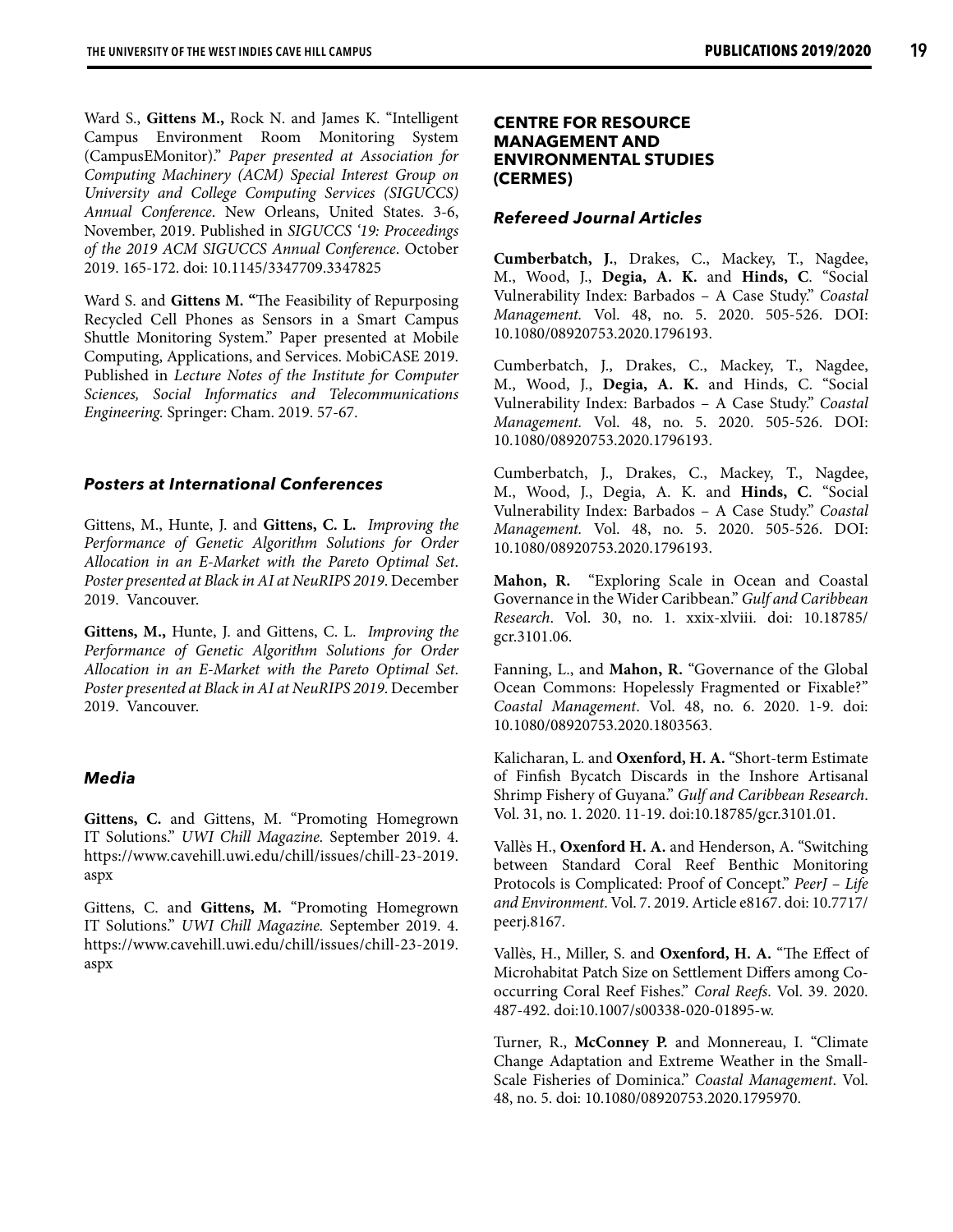Ward S., **Gittens M.,** Rock N. and James K. "Intelligent Campus Environment Room Monitoring System (CampusEMonitor)." *Paper presented at Association for Computing Machinery (ACM) Special Interest Group on University and College Computing Services (SIGUCCS) Annual Conference*. New Orleans, United States. 3-6, November, 2019. Published in *SIGUCCS '19: Proceedings of the 2019 ACM SIGUCCS Annual Conference*. October 2019. 165-172. doi: 10.1145/3347709.3347825

Ward S. and **Gittens M.** "The Feasibility of Repurposing Recycled Cell Phones as Sensors in a Smart Campus Shuttle Monitoring System." Paper presented at Mobile Computing, Applications, and Services. MobiCASE 2019. Published in *Lecture Notes of the Institute for Computer Sciences, Social Informatics and Telecommunications Engineering.* Springer: Cham. 2019. 57-67.

### *Posters at International Conferences*

Gittens, M., Hunte, J. and **Gittens, C. L.** *Improving the Performance of Genetic Algorithm Solutions for Order Allocation in an E-Market with the Pareto Optimal Set. Poster presented at Black in AI at NeuRIPS 2019.* December 2019. Vancouver.

**Gittens, M.,** Hunte, J. and Gittens, C. L. *Improving the Performance of Genetic Algorithm Solutions for Order Allocation in an E-Market with the Pareto Optimal Set. Poster presented at Black in AI at NeuRIPS 2019.* December 2019. Vancouver.

### *Media*

**Gittens, C.** and Gittens, M. "Promoting Homegrown IT Solutions." *UWI Chill Magazine.* September 2019. 4. https://www.cavehill.uwi.edu/chill/issues/chill-23-2019.aspx

Gittens, C. and **Gittens, M.** "Promoting Homegrown IT Solutions." *UWI Chill Magazine.* September 2019. 4. https://www.cavehill.uwi.edu/chill/issues/chill-23-2019.aspx

## CENTRE FOR RESOURCE MANAGEMENT AND ENVIRONMENTAL STUDIES (CERMES)

### *Refereed Journal Articles*

**Cumberbatch, J.**, Drakes, C., Mackey, T., Nagdee, M., Wood, J., **Degia, A. K.** and **Hinds, C**. "Social Vulnerability Index: Barbados – A Case Study." *Coastal Management.* Vol. 48, no. 5. 2020. 505-526. DOI: 10.1080/08920753.2020.1796193.

Cumberbatch, J., Drakes, C., Mackey, T., Nagdee, M., Wood, J., **Degia, A. K.** and Hinds, C. "Social Vulnerability Index: Barbados – A Case Study." *Coastal Management.* Vol. 48, no. 5. 2020. 505-526. DOI: 10.1080/08920753.2020.1796193.

Cumberbatch, J., Drakes, C., Mackey, T., Nagdee, M., Wood, J., Degia, A. K. and **Hinds, C**. "Social Vulnerability Index: Barbados – A Case Study." *Coastal Management.* Vol. 48, no. 5. 2020. 505-526. DOI: 10.1080/08920753.2020.1796193.

**Mahon, R.** "Exploring Scale in Ocean and Coastal Governance in the Wider Caribbean." *Gulf and Caribbean Research*. Vol. 30, no. 1. xxix-xlviii. doi: 10.18785/gcr.3101.06.

Fanning, L., and **Mahon, R.** "Governance of the Global Ocean Commons: Hopelessly Fragmented or Fixable?" *Coastal Management*. Vol. 48, no. 6. 2020. 1-9. doi: 10.1080/08920753.2020.1803563.

Kalicharan, L. and **Oxenford, H. A.** "Short-term Estimate of Finfish Bycatch Discards in the Inshore Artisanal Shrimp Fishery of Guyana." *Gulf and Caribbean Research*. Vol. 31, no. 1. 2020. 11-19. doi:10.18785/gcr.3101.01.

Vallès H., **Oxenford H. A.** and Henderson, A. "Switching between Standard Coral Reef Benthic Monitoring Protocols is Complicated: Proof of Concept." *PeerJ – Life and Environment*. Vol. 7. 2019. Article e8167. doi: 10.7717/peerj.8167.

Vallès, H., Miller, S. and **Oxenford, H. A.** "The Effect of Microhabitat Patch Size on Settlement Differs among Co-occurring Coral Reef Fishes." *Coral Reefs*. Vol. 39. 2020. 487-492. doi:10.1007/s00338-020-01895-w.

Turner, R., **McConney P.** and Monnereau, I. "Climate Change Adaptation and Extreme Weather in the Small-Scale Fisheries of Dominica." *Coastal Management*. Vol. 48, no. 5. doi: 10.1080/08920753.2020.1795970.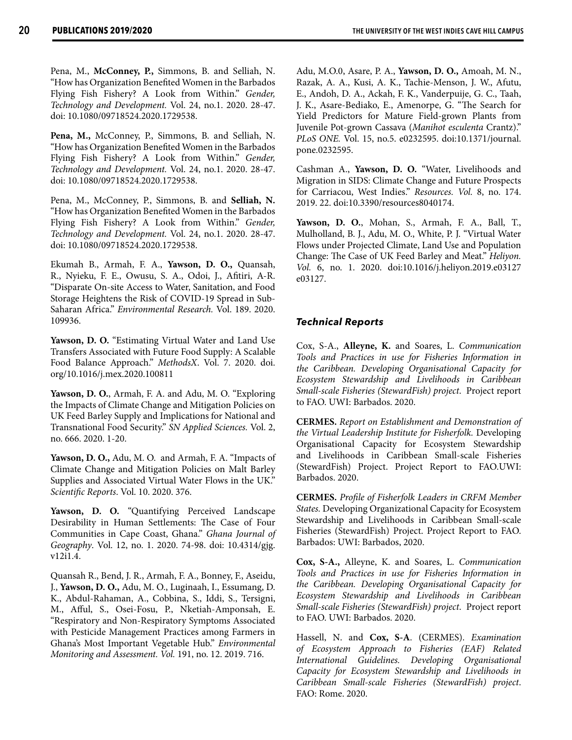Pena, M., **McConney, P.,** Simmons, B. and Selliah, N. "How has Organization Benefited Women in the Barbados Flying Fish Fishery? A Look from Within." *Gender, Technology and Development.* Vol. 24, no.1. 2020. 28-47. doi: 10.1080/09718524.2020.1729538.

**Pena, M.,** McConney, P., Simmons, B. and Selliah, N. "How has Organization Benefited Women in the Barbados Flying Fish Fishery? A Look from Within." *Gender, Technology and Development.* Vol. 24, no.1. 2020. 28-47. doi: 10.1080/09718524.2020.1729538.

Pena, M., McConney, P., Simmons, B. and **Selliah, N.** "How has Organization Benefited Women in the Barbados Flying Fish Fishery? A Look from Within." *Gender, Technology and Development.* Vol. 24, no.1. 2020. 28-47. doi: 10.1080/09718524.2020.1729538.

Ekumah B., Armah, F. A., **Yawson, D. O.,** Quansah, R., Nyieku, F. E., Owusu, S. A., Odoi, J., Afitiri, A-R. "Disparate On-site Access to Water, Sanitation, and Food Storage Heightens the Risk of COVID-19 Spread in Sub-Saharan Africa." *Environmental Research.* Vol. 189. 2020. 109936.

**Yawson, D. O.** "Estimating Virtual Water and Land Use Transfers Associated with Future Food Supply: A Scalable Food Balance Approach." *MethodsX*. Vol. 7. 2020. doi. org/10.1016/j.mex.2020.100811

**Yawson, D. O.**, Armah, F. A. and Adu, M. O. "Exploring the Impacts of Climate Change and Mitigation Policies on UK Feed Barley Supply and Implications for National and Transnational Food Security." *SN Applied Sciences.* Vol. 2, no. 666. 2020. 1-20.

**Yawson, D. O.,** Adu, M. O. and Armah, F. A. "Impacts of Climate Change and Mitigation Policies on Malt Barley Supplies and Associated Virtual Water Flows in the UK." *Scientific Reports.* Vol. 10. 2020. 376.

**Yawson, D. O.** "Quantifying Perceived Landscape Desirability in Human Settlements: The Case of Four Communities in Cape Coast, Ghana." *Ghana Journal of Geography*. Vol. 12, no. 1. 2020. 74-98. doi: 10.4314/gjg. v12i1.4.

Quansah R., Bend, J. R., Armah, F. A., Bonney, F., Aseidu, J., **Yawson, D. O.,** Adu, M. O., Luginaah, I., Essumang, D. K., Abdul-Rahaman, A., Cobbina, S., Iddi, S., Tersigni, M., Afful, S., Osei-Fosu, P., Nketiah-Amponsah, E. "Respiratory and Non-Respiratory Symptoms Associated with Pesticide Management Practices among Farmers in Ghana's Most Important Vegetable Hub." *Environmental Monitoring and Assessment. Vol.* 191, no. 12. 2019. 716.

Adu, M.O.0, Asare, P. A., **Yawson, D. O.,** Amoah, M. N., Razak, A. A., Kusi, A. K., Tachie-Menson, J. W., Afutu, E., Andoh, D. A., Ackah, F. K., Vanderpuije, G. C., Taah, J. K., Asare-Bediako, E., Amenorpe, G. "The Search for Yield Predictors for Mature Field-grown Plants from Juvenile Pot-grown Cassava (*Manihot esculenta* Crantz)." *PLoS ONE.* Vol. 15, no.5. e0232595. doi:10.1371/journal. pone.0232595.

Cashman A., **Yawson, D. O.** "Water, Livelihoods and Migration in SIDS: Climate Change and Future Prospects for Carriacou, West Indies." *Resources. Vol.* 8, no. 174. 2019. 22. doi:10.3390/resources8040174.

**Yawson, D. O.**, Mohan, S., Armah, F. A., Ball, T., Mulholland, B. J., Adu, M. O., White, P. J. "Virtual Water Flows under Projected Climate, Land Use and Population Change: The Case of UK Feed Barley and Meat." *Heliyon. Vol.* 6, no. 1. 2020. doi:10.1016/j.heliyon.2019.e03127 e03127.

### *Technical Reports*

Cox, S-A., **Alleyne, K.** and Soares, L. *Communication Tools and Practices in use for Fisheries Information in the Caribbean. Developing Organisational Capacity for Ecosystem Stewardship and Livelihoods in Caribbean Small-scale Fisheries (StewardFish) project*. Project report to FAO. UWI: Barbados. 2020.

**CERMES.** *Report on Establishment and Demonstration of the Virtual Leadership Institute for Fisherfolk.* Developing Organisational Capacity for Ecosystem Stewardship and Livelihoods in Caribbean Small-scale Fisheries (StewardFish) Project. Project Report to FAO.UWI: Barbados. 2020.

**CERMES.** *Profile of Fisherfolk Leaders in CRFM Member States.* Developing Organizational Capacity for Ecosystem Stewardship and Livelihoods in Caribbean Small-scale Fisheries (StewardFish) Project. Project Report to FAO. Barbados: UWI: Barbados, 2020.

**Cox, S-A.,** Alleyne, K. and Soares, L. *Communication Tools and Practices in use for Fisheries Information in the Caribbean. Developing Organisational Capacity for Ecosystem Stewardship and Livelihoods in Caribbean Small-scale Fisheries (StewardFish) project*. Project report to FAO. UWI: Barbados. 2020.

Hassell, N. and **Cox, S-A**. (CERMES). *Examination of Ecosystem Approach to Fisheries (EAF) Related International Guidelines. Developing Organisational Capacity for Ecosystem Stewardship and Livelihoods in Caribbean Small-scale Fisheries (StewardFish) project*. FAO: Rome. 2020.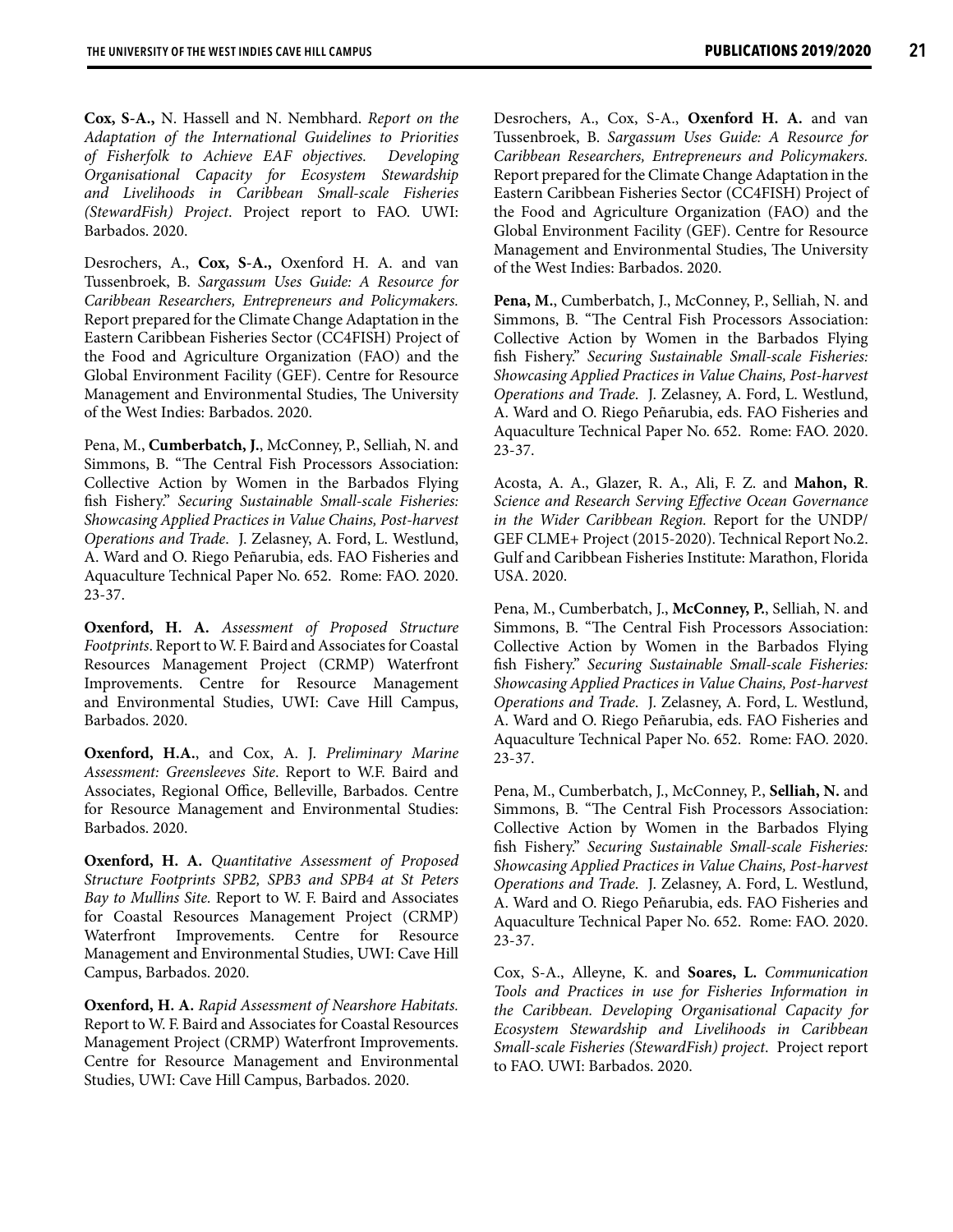**Cox, S-A.,** N. Hassell and N. Nembhard. *Report on the Adaptation of the International Guidelines to Priorities of Fisherfolk to Achieve EAF objectives. Developing Organisational Capacity for Ecosystem Stewardship and Livelihoods in Caribbean Small-scale Fisheries (StewardFish) Project*. Project report to FAO. UWI: Barbados. 2020.

Desrochers, A., **Cox, S-A.,** Oxenford H. A. and van Tussenbroek, B. *Sargassum Uses Guide: A Resource for Caribbean Researchers, Entrepreneurs and Policymakers.* Report prepared for the Climate Change Adaptation in the Eastern Caribbean Fisheries Sector (CC4FISH) Project of the Food and Agriculture Organization (FAO) and the Global Environment Facility (GEF). Centre for Resource Management and Environmental Studies, The University of the West Indies: Barbados. 2020.

Pena, M., **Cumberbatch, J.**, McConney, P., Selliah, N. and Simmons, B. "The Central Fish Processors Association: Collective Action by Women in the Barbados Flying fish Fishery." *Securing Sustainable Small-scale Fisheries: Showcasing Applied Practices in Value Chains, Post-harvest Operations and Trade*. J. Zelasney, A. Ford, L. Westlund, A. Ward and O. Riego Peñarubia, eds. FAO Fisheries and Aquaculture Technical Paper No. 652. Rome: FAO. 2020. 23-37.

**Oxenford, H. A.** *Assessment of Proposed Structure Footprints*. Report to W. F. Baird and Associates for Coastal Resources Management Project (CRMP) Waterfront Improvements. Centre for Resource Management and Environmental Studies, UWI: Cave Hill Campus, Barbados. 2020.

**Oxenford, H.A.**, and Cox, A. J. *Preliminary Marine Assessment: Greensleeves Site*. Report to W.F. Baird and Associates, Regional Office, Belleville, Barbados. Centre for Resource Management and Environmental Studies: Barbados. 2020.

**Oxenford, H. A.** *Quantitative Assessment of Proposed Structure Footprints SPB2, SPB3 and SPB4 at St Peters Bay to Mullins Site.* Report to W. F. Baird and Associates for Coastal Resources Management Project (CRMP) Waterfront Improvements. Centre for Resource Management and Environmental Studies, UWI: Cave Hill Campus, Barbados. 2020.

**Oxenford, H. A.** *Rapid Assessment of Nearshore Habitats.* Report to W. F. Baird and Associates for Coastal Resources Management Project (CRMP) Waterfront Improvements. Centre for Resource Management and Environmental Studies, UWI: Cave Hill Campus, Barbados. 2020.

Desrochers, A., Cox, S-A., **Oxenford H. A.** and van Tussenbroek, B. *Sargassum Uses Guide: A Resource for Caribbean Researchers, Entrepreneurs and Policymakers.* Report prepared for the Climate Change Adaptation in the Eastern Caribbean Fisheries Sector (CC4FISH) Project of the Food and Agriculture Organization (FAO) and the Global Environment Facility (GEF). Centre for Resource Management and Environmental Studies, The University of the West Indies: Barbados. 2020.

**Pena, M.**, Cumberbatch, J., McConney, P., Selliah, N. and Simmons, B. "The Central Fish Processors Association: Collective Action by Women in the Barbados Flying fish Fishery." *Securing Sustainable Small-scale Fisheries: Showcasing Applied Practices in Value Chains, Post-harvest Operations and Trade*. J. Zelasney, A. Ford, L. Westlund, A. Ward and O. Riego Peñarubia, eds. FAO Fisheries and Aquaculture Technical Paper No. 652. Rome: FAO. 2020. 23-37.

Acosta, A. A., Glazer, R. A., Ali, F. Z. and **Mahon, R**. *Science and Research Serving Effective Ocean Governance in the Wider Caribbean Region.* Report for the UNDP/GEF CLME+ Project (2015-2020). Technical Report No.2. Gulf and Caribbean Fisheries Institute: Marathon, Florida USA. 2020.

Pena, M., Cumberbatch, J., **McConney, P.**, Selliah, N. and Simmons, B. "The Central Fish Processors Association: Collective Action by Women in the Barbados Flying fish Fishery." *Securing Sustainable Small-scale Fisheries: Showcasing Applied Practices in Value Chains, Post-harvest Operations and Trade*. J. Zelasney, A. Ford, L. Westlund, A. Ward and O. Riego Peñarubia, eds. FAO Fisheries and Aquaculture Technical Paper No. 652. Rome: FAO. 2020. 23-37.

Pena, M., Cumberbatch, J., McConney, P., **Selliah, N.** and Simmons, B. "The Central Fish Processors Association: Collective Action by Women in the Barbados Flying fish Fishery." *Securing Sustainable Small-scale Fisheries: Showcasing Applied Practices in Value Chains, Post-harvest Operations and Trade*. J. Zelasney, A. Ford, L. Westlund, A. Ward and O. Riego Peñarubia, eds. FAO Fisheries and Aquaculture Technical Paper No. 652. Rome: FAO. 2020. 23-37.

Cox, S-A., Alleyne, K. and **Soares, L.** *Communication Tools and Practices in use for Fisheries Information in the Caribbean. Developing Organisational Capacity for Ecosystem Stewardship and Livelihoods in Caribbean Small-scale Fisheries (StewardFish) project*. Project report to FAO. UWI: Barbados. 2020.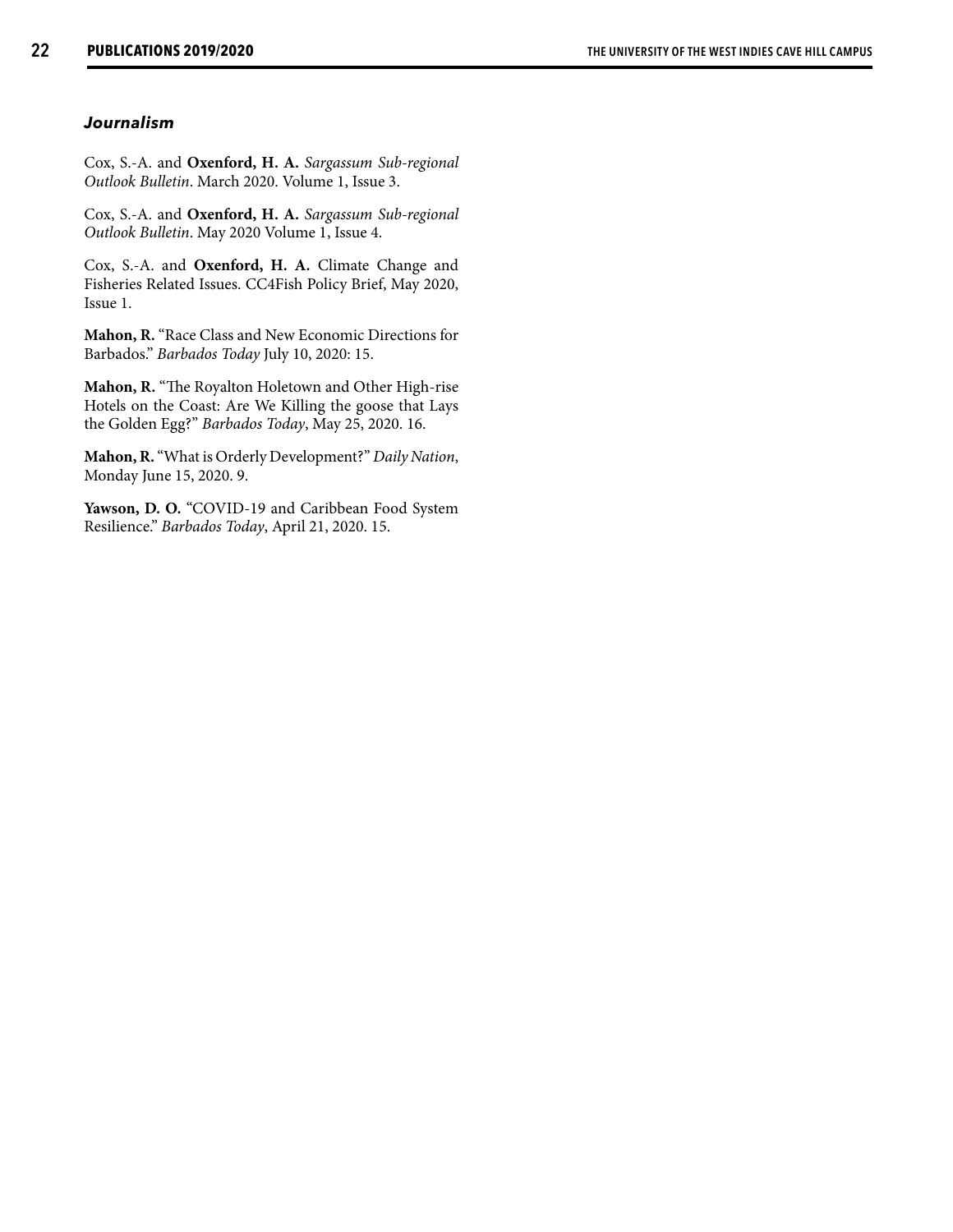### *Journalism*

Cox, S.-A. and **Oxenford, H. A.** *Sargassum Sub-regional Outlook Bulletin*. March 2020. Volume 1, Issue 3.

Cox, S.-A. and **Oxenford, H. A.** *Sargassum Sub-regional Outlook Bulletin*. May 2020 Volume 1, Issue 4.

Cox, S.-A. and **Oxenford, H. A.** Climate Change and Fisheries Related Issues. CC4Fish Policy Brief, May 2020, Issue 1.

**Mahon, R.** "Race Class and New Economic Directions for Barbados." *Barbados Today* July 10, 2020: 15.

**Mahon, R.** "The Royalton Holetown and Other High-rise Hotels on the Coast: Are We Killing the goose that Lays the Golden Egg?" *Barbados Today*, May 25, 2020. 16.

**Mahon, R.** "What is Orderly Development?" *Daily Nation*, Monday June 15, 2020. 9.

**Yawson, D. O.** "COVID-19 and Caribbean Food System Resilience." *Barbados Today*, April 21, 2020. 15.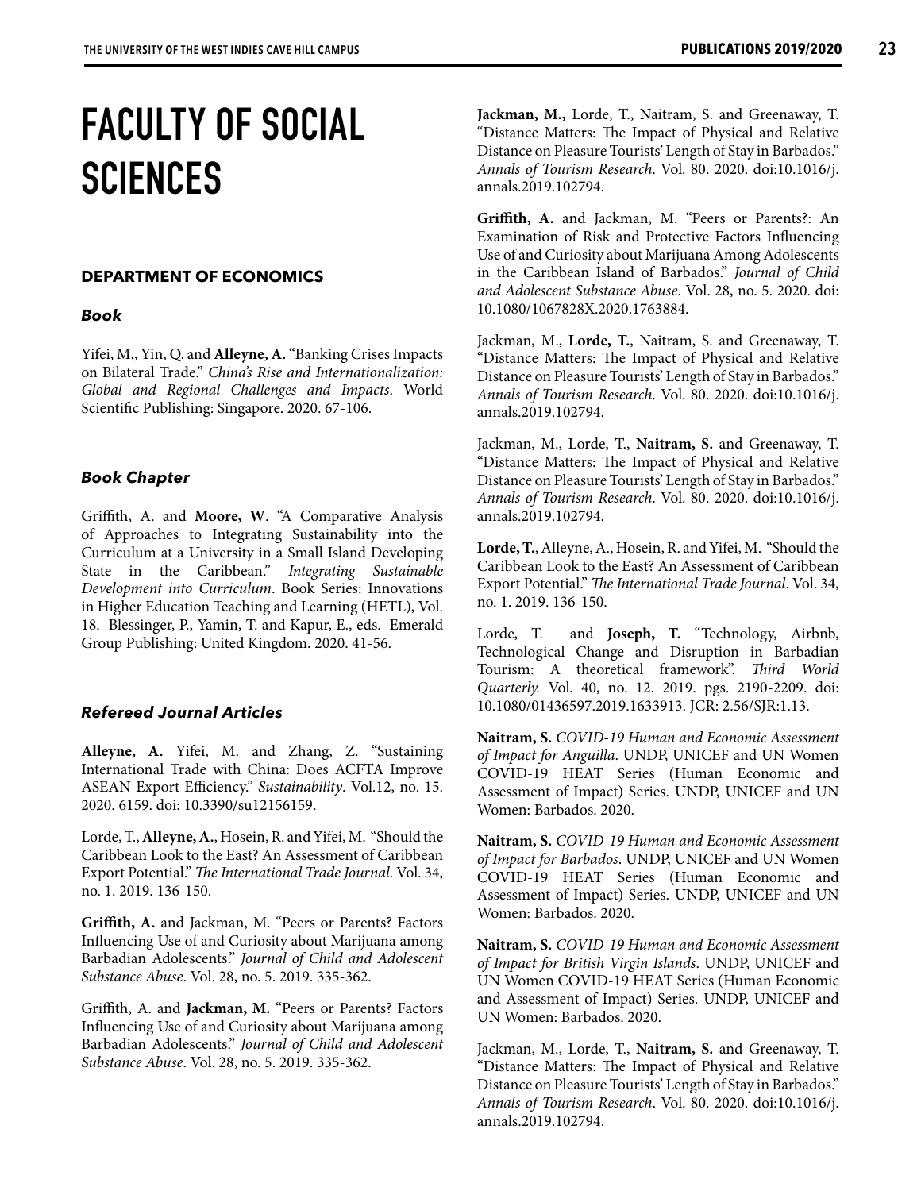// Dịch thuật bị tắt - chỉ chép lại bản gốc
# FACULTY OF SOCIAL SCIENCES

## DEPARTMENT OF ECONOMICS

### *Book*

Yifei, M., Yin, Q. and **Alleyne, A.** "Banking Crises Impacts on Bilateral Trade." *China's Rise and Internationalization: Global and Regional Challenges and Impacts*. World Scientific Publishing: Singapore. 2020. 67-106.

### *Book Chapter*

Griffith, A. and **Moore, W**. "A Comparative Analysis of Approaches to Integrating Sustainability into the Curriculum at a University in a Small Island Developing State in the Caribbean." *Integrating Sustainable Development into Curriculum*. Book Series: Innovations in Higher Education Teaching and Learning (HETL), Vol. 18. Blessinger, P., Yamin, T. and Kapur, E., eds. Emerald Group Publishing: United Kingdom. 2020. 41-56.

### *Refereed Journal Articles*

**Alleyne, A.** Yifei, M. and Zhang, Z. "Sustaining International Trade with China: Does ACFTA Improve ASEAN Export Efficiency." *Sustainability*. Vol.12, no. 15. 2020. 6159. doi: 10.3390/su12156159.

Lorde, T., **Alleyne, A.**, Hosein, R. and Yifei, M. "Should the Caribbean Look to the East? An Assessment of Caribbean Export Potential." *The International Trade Journal*. Vol. 34, no. 1. 2019. 136-150.

**Griffith, A.** and Jackman, M. "Peers or Parents? Factors Influencing Use of and Curiosity about Marijuana among Barbadian Adolescents." *Journal of Child and Adolescent Substance Abuse*. Vol. 28, no. 5. 2019. 335-362.

Griffith, A. and **Jackman, M.** "Peers or Parents? Factors Influencing Use of and Curiosity about Marijuana among Barbadian Adolescents." *Journal of Child and Adolescent Substance Abuse*. Vol. 28, no. 5. 2019. 335-362.

**Jackman, M.,** Lorde, T., Naitram, S. and Greenaway, T. "Distance Matters: The Impact of Physical and Relative Distance on Pleasure Tourists' Length of Stay in Barbados." *Annals of Tourism Research*. Vol. 80. 2020. doi:10.1016/j.annals.2019.102794.

**Griffith, A.** and Jackman, M. "Peers or Parents?: An Examination of Risk and Protective Factors Influencing Use of and Curiosity about Marijuana Among Adolescents in the Caribbean Island of Barbados." *Journal of Child and Adolescent Substance Abuse*. Vol. 28, no. 5. 2020. doi: 10.1080/1067828X.2020.1763884.

Jackman, M., **Lorde, T.**, Naitram, S. and Greenaway, T. "Distance Matters: The Impact of Physical and Relative Distance on Pleasure Tourists' Length of Stay in Barbados." *Annals of Tourism Research*. Vol. 80. 2020. doi:10.1016/j.annals.2019.102794.

Jackman, M., Lorde, T., **Naitram, S.** and Greenaway, T. "Distance Matters: The Impact of Physical and Relative Distance on Pleasure Tourists' Length of Stay in Barbados." *Annals of Tourism Research*. Vol. 80. 2020. doi:10.1016/j.annals.2019.102794.

**Lorde, T.**, Alleyne, A., Hosein, R. and Yifei, M. "Should the Caribbean Look to the East? An Assessment of Caribbean Export Potential." *The International Trade Journal*. Vol. 34, no. 1. 2019. 136-150.

Lorde, T. and **Joseph, T.** "Technology, Airbnb, Technological Change and Disruption in Barbadian Tourism: A theoretical framework". *Third World Quarterly.* Vol. 40, no. 12. 2019. pgs. 2190-2209. doi: 10.1080/01436597.2019.1633913. JCR: 2.56/SJR:1.13.

**Naitram, S.** *COVID-19 Human and Economic Assessment of Impact for Anguilla*. UNDP, UNICEF and UN Women COVID-19 HEAT Series (Human Economic and Assessment of Impact) Series. UNDP, UNICEF and UN Women: Barbados. 2020.

**Naitram, S.** *COVID-19 Human and Economic Assessment of Impact for Barbados*. UNDP, UNICEF and UN Women COVID-19 HEAT Series (Human Economic and Assessment of Impact) Series. UNDP, UNICEF and UN Women: Barbados. 2020.

**Naitram, S.** *COVID-19 Human and Economic Assessment of Impact for British Virgin Islands*. UNDP, UNICEF and UN Women COVID-19 HEAT Series (Human Economic and Assessment of Impact) Series. UNDP, UNICEF and UN Women: Barbados. 2020.

Jackman, M., Lorde, T., **Naitram, S.** and Greenaway, T. "Distance Matters: The Impact of Physical and Relative Distance on Pleasure Tourists' Length of Stay in Barbados." *Annals of Tourism Research*. Vol. 80. 2020. doi:10.1016/j.annals.2019.102794.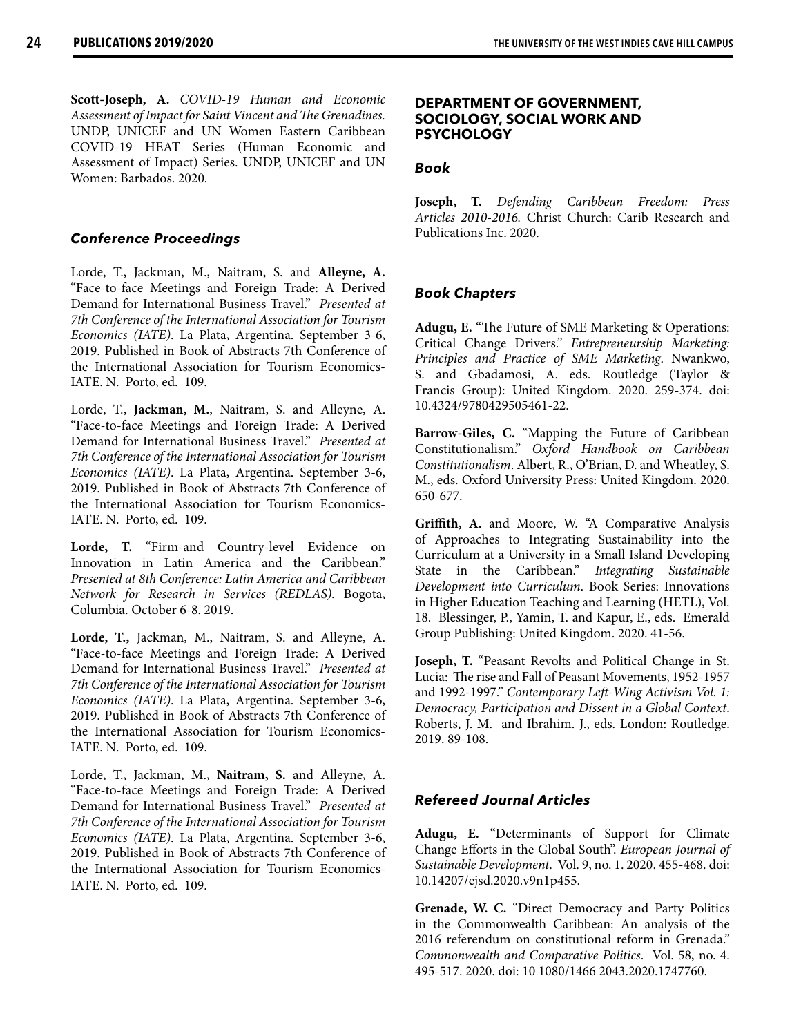**Scott-Joseph, A.** *COVID-19 Human and Economic Assessment of Impact for Saint Vincent and The Grenadines.* UNDP, UNICEF and UN Women Eastern Caribbean COVID-19 HEAT Series (Human Economic and Assessment of Impact) Series. UNDP, UNICEF and UN Women: Barbados. 2020.

### *Conference Proceedings*

Lorde, T., Jackman, M., Naitram, S. and **Alleyne, A.** "Face-to-face Meetings and Foreign Trade: A Derived Demand for International Business Travel." *Presented at 7th Conference of the International Association for Tourism Economics (IATE).* La Plata, Argentina. September 3-6, 2019. Published in Book of Abstracts 7th Conference of the International Association for Tourism Economics-IATE. N. Porto, ed. 109.

Lorde, T., **Jackman, M.**, Naitram, S. and Alleyne, A. "Face-to-face Meetings and Foreign Trade: A Derived Demand for International Business Travel." *Presented at 7th Conference of the International Association for Tourism Economics (IATE).* La Plata, Argentina. September 3-6, 2019. Published in Book of Abstracts 7th Conference of the International Association for Tourism Economics-IATE. N. Porto, ed. 109.

**Lorde, T.** "Firm-and Country-level Evidence on Innovation in Latin America and the Caribbean." *Presented at 8th Conference: Latin America and Caribbean Network for Research in Services (REDLAS).* Bogota, Columbia. October 6-8. 2019.

**Lorde, T.,** Jackman, M., Naitram, S. and Alleyne, A. "Face-to-face Meetings and Foreign Trade: A Derived Demand for International Business Travel." *Presented at 7th Conference of the International Association for Tourism Economics (IATE).* La Plata, Argentina. September 3-6, 2019. Published in Book of Abstracts 7th Conference of the International Association for Tourism Economics-IATE. N. Porto, ed. 109.

Lorde, T., Jackman, M., **Naitram, S.** and Alleyne, A. "Face-to-face Meetings and Foreign Trade: A Derived Demand for International Business Travel." *Presented at 7th Conference of the International Association for Tourism Economics (IATE).* La Plata, Argentina. September 3-6, 2019. Published in Book of Abstracts 7th Conference of the International Association for Tourism Economics-IATE. N. Porto, ed. 109.

## DEPARTMENT OF GOVERNMENT, SOCIOLOGY, SOCIAL WORK AND PSYCHOLOGY

### *Book*

**Joseph, T.** *Defending Caribbean Freedom: Press Articles 2010-2016.* Christ Church: Carib Research and Publications Inc. 2020.

### *Book Chapters*

**Adugu, E.** "The Future of SME Marketing & Operations: Critical Change Drivers." *Entrepreneurship Marketing: Principles and Practice of SME Marketing*. Nwankwo, S. and Gbadamosi, A. eds. Routledge (Taylor & Francis Group): United Kingdom. 2020. 259-374. doi: 10.4324/9780429505461-22.

**Barrow-Giles, C.** "Mapping the Future of Caribbean Constitutionalism." *Oxford Handbook on Caribbean Constitutionalism*. Albert, R., O'Brian, D. and Wheatley, S. M., eds. Oxford University Press: United Kingdom. 2020. 650-677.

**Griffith, A.** and Moore, W. "A Comparative Analysis of Approaches to Integrating Sustainability into the Curriculum at a University in a Small Island Developing State in the Caribbean." *Integrating Sustainable Development into Curriculum*. Book Series: Innovations in Higher Education Teaching and Learning (HETL), Vol. 18. Blessinger, P., Yamin, T. and Kapur, E., eds. Emerald Group Publishing: United Kingdom. 2020. 41-56.

**Joseph, T.** "Peasant Revolts and Political Change in St. Lucia: The rise and Fall of Peasant Movements, 1952-1957 and 1992-1997." *Contemporary Left-Wing Activism Vol. 1: Democracy, Participation and Dissent in a Global Context*. Roberts, J. M. and Ibrahim. J., eds. London: Routledge. 2019. 89-108.

### *Refereed Journal Articles*

**Adugu, E.** "Determinants of Support for Climate Change Efforts in the Global South". *European Journal of Sustainable Development*. Vol. 9, no. 1. 2020. 455-468. doi: 10.14207/ejsd.2020.v9n1p455.

**Grenade, W. C.** "Direct Democracy and Party Politics in the Commonwealth Caribbean: An analysis of the 2016 referendum on constitutional reform in Grenada." *Commonwealth and Comparative Politics*. Vol. 58, no. 4. 495-517. 2020. doi: 10 1080/1466 2043.2020.1747760.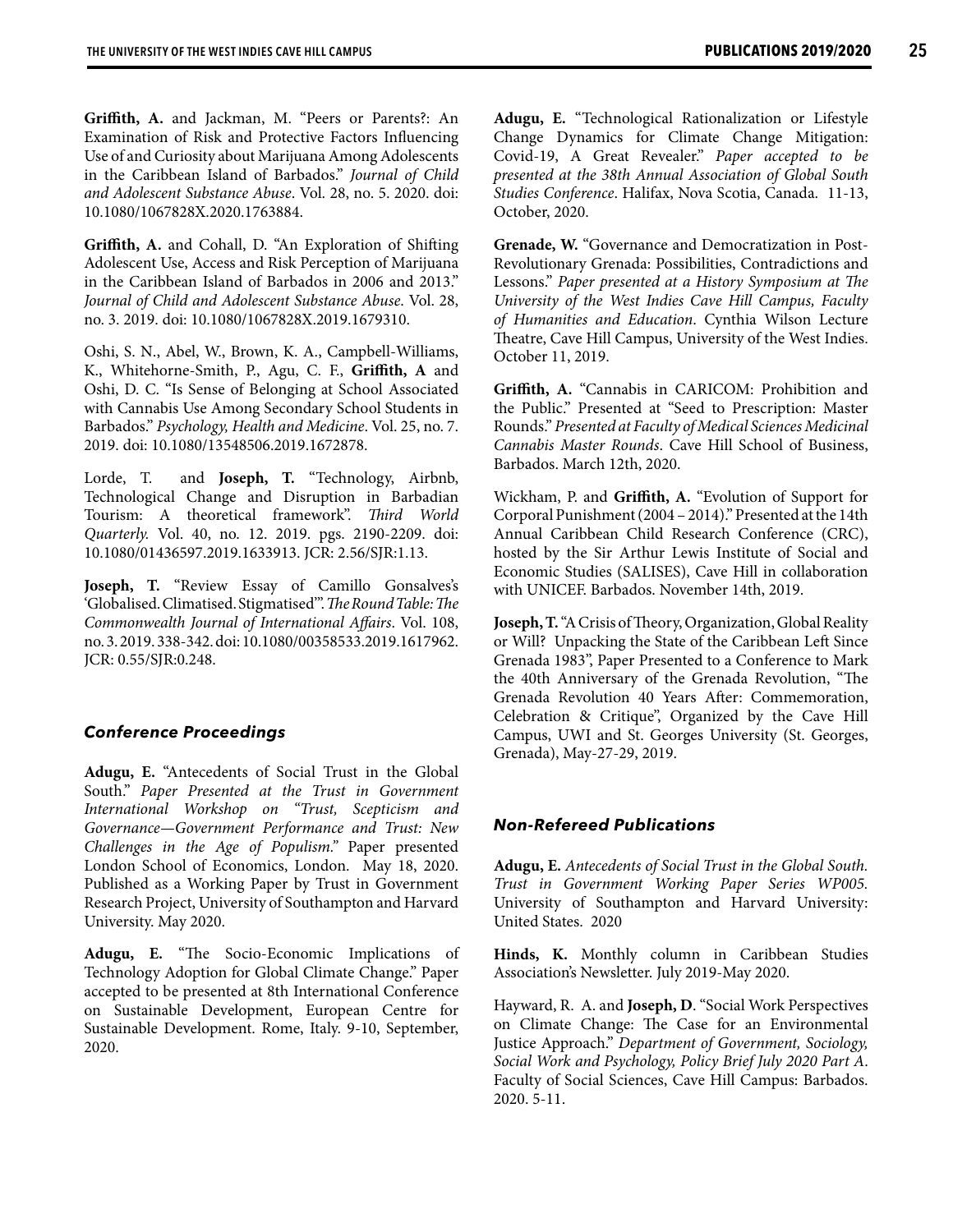**Griffith, A.** and Jackman, M. "Peers or Parents?: An Examination of Risk and Protective Factors Influencing Use of and Curiosity about Marijuana Among Adolescents in the Caribbean Island of Barbados." *Journal of Child and Adolescent Substance Abuse*. Vol. 28, no. 5. 2020. doi: 10.1080/1067828X.2020.1763884.

**Griffith, A.** and Cohall, D. "An Exploration of Shifting Adolescent Use, Access and Risk Perception of Marijuana in the Caribbean Island of Barbados in 2006 and 2013." *Journal of Child and Adolescent Substance Abuse.* Vol. 28, no. 3. 2019. doi: 10.1080/1067828X.2019.1679310.

Oshi, S. N., Abel, W., Brown, K. A., Campbell-Williams, K., Whitehorne-Smith, P., Agu, C. F., **Griffith, A** and Oshi, D. C. "Is Sense of Belonging at School Associated with Cannabis Use Among Secondary School Students in Barbados." *Psychology, Health and Medicine*. Vol. 25, no. 7. 2019. doi: 10.1080/13548506.2019.1672878.

Lorde, T. and **Joseph, T.** "Technology, Airbnb, Technological Change and Disruption in Barbadian Tourism: A theoretical framework". *Third World Quarterly.* Vol. 40, no. 12. 2019. pgs. 2190-2209. doi: 10.1080/01436597.2019.1633913. JCR: 2.56/SJR:1.13.

**Joseph, T.** "Review Essay of Camillo Gonsalves's 'Globalised. Climatised. Stigmatised'". *The Round Table: The Commonwealth Journal of International Affairs*. Vol. 108, no. 3. 2019. 338-342. doi: 10.1080/00358533.2019.1617962. JCR: 0.55/SJR:0.248.

### *Conference Proceedings*

**Adugu, E.** "Antecedents of Social Trust in the Global South." *Paper Presented at the Trust in Government International Workshop on "Trust, Scepticism and Governance—Government Performance and Trust: New Challenges in the Age of Populism."* Paper presented London School of Economics, London. May 18, 2020. Published as a Working Paper by Trust in Government Research Project, University of Southampton and Harvard University. May 2020.

**Adugu, E.** "The Socio-Economic Implications of Technology Adoption for Global Climate Change." Paper accepted to be presented at 8th International Conference on Sustainable Development, European Centre for Sustainable Development. Rome, Italy. 9-10, September, 2020.

**Adugu, E.** "Technological Rationalization or Lifestyle Change Dynamics for Climate Change Mitigation: Covid-19, A Great Revealer." *Paper accepted to be presented at the 38th Annual Association of Global South Studies Conference*. Halifax, Nova Scotia, Canada. 11-13, October, 2020.

**Grenade, W.** "Governance and Democratization in Post-Revolutionary Grenada: Possibilities, Contradictions and Lessons." *Paper presented at a History Symposium at The University of the West Indies Cave Hill Campus, Faculty of Humanities and Education*. Cynthia Wilson Lecture Theatre, Cave Hill Campus, University of the West Indies. October 11, 2019.

**Griffith, A.** "Cannabis in CARICOM: Prohibition and the Public." Presented at "Seed to Prescription: Master Rounds." *Presented at Faculty of Medical Sciences Medicinal Cannabis Master Rounds*. Cave Hill School of Business, Barbados. March 12th, 2020.

Wickham, P. and **Griffith, A.** "Evolution of Support for Corporal Punishment (2004 – 2014)." Presented at the 14th Annual Caribbean Child Research Conference (CRC), hosted by the Sir Arthur Lewis Institute of Social and Economic Studies (SALISES), Cave Hill in collaboration with UNICEF. Barbados. November 14th, 2019.

**Joseph, T.** "A Crisis of Theory, Organization, Global Reality or Will? Unpacking the State of the Caribbean Left Since Grenada 1983", Paper Presented to a Conference to Mark the 40th Anniversary of the Grenada Revolution, "The Grenada Revolution 40 Years After: Commemoration, Celebration & Critique", Organized by the Cave Hill Campus, UWI and St. Georges University (St. Georges, Grenada), May-27-29, 2019.

### *Non-Refereed Publications*

**Adugu, E.** *Antecedents of Social Trust in the Global South. Trust in Government Working Paper Series WP005.* University of Southampton and Harvard University: United States. 2020

**Hinds, K.** Monthly column in Caribbean Studies Association's Newsletter. July 2019-May 2020.

Hayward, R. A. and **Joseph, D**. "Social Work Perspectives on Climate Change: The Case for an Environmental Justice Approach." *Department of Government, Sociology, Social Work and Psychology, Policy Brief July 2020 Part A*. Faculty of Social Sciences, Cave Hill Campus: Barbados. 2020. 5-11.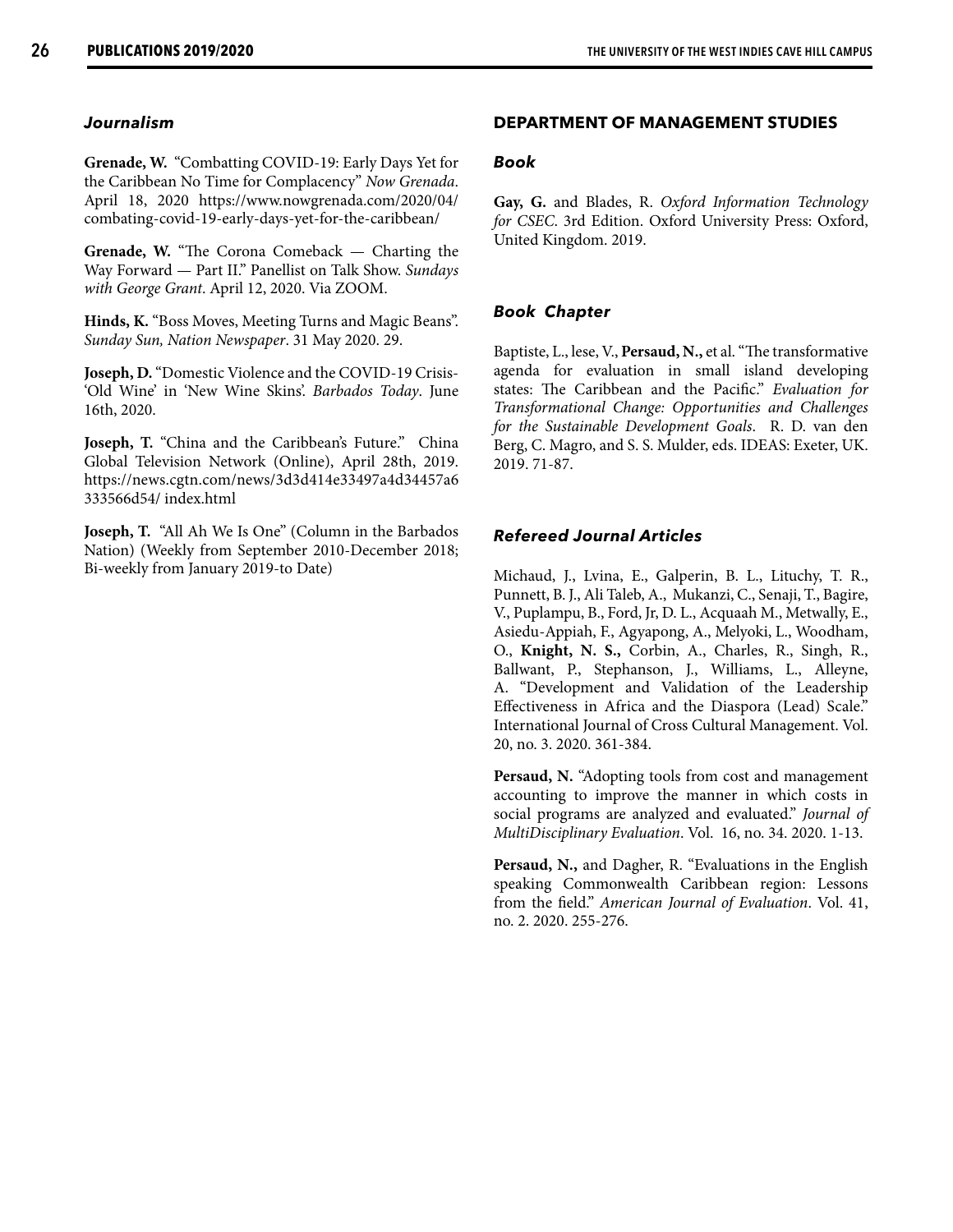### *Journalism*

**Grenade, W.** "Combatting COVID-19: Early Days Yet for the Caribbean No Time for Complacency" *Now Grenada*. April 18, 2020 https://www.nowgrenada.com/2020/04/combating-covid-19-early-days-yet-for-the-caribbean/

**Grenade, W.** "The Corona Comeback — Charting the Way Forward — Part II." Panellist on Talk Show. *Sundays with George Grant*. April 12, 2020. Via ZOOM.

**Hinds, K.** "Boss Moves, Meeting Turns and Magic Beans". *Sunday Sun, Nation Newspaper*. 31 May 2020. 29.

**Joseph, D.** "Domestic Violence and the COVID-19 Crisis- 'Old Wine' in 'New Wine Skins'. *Barbados Today*. June 16th, 2020.

**Joseph, T.** "China and the Caribbean's Future." China Global Television Network (Online), April 28th, 2019. https://news.cgtn.com/news/3d3d414e33497a4d34457a6333566d54/ index.html

**Joseph, T.** "All Ah We Is One" (Column in the Barbados Nation) (Weekly from September 2010-December 2018; Bi-weekly from January 2019-to Date)

## DEPARTMENT OF MANAGEMENT STUDIES

### *Book*

**Gay, G.** and Blades, R. *Oxford Information Technology for CSEC*. 3rd Edition. Oxford University Press: Oxford, United Kingdom. 2019.

### *Book Chapter*

Baptiste, L., Iese, V., **Persaud, N.,** et al. "The transformative agenda for evaluation in small island developing states: The Caribbean and the Pacific." *Evaluation for Transformational Change: Opportunities and Challenges for the Sustainable Development Goals*. R. D. van den Berg, C. Magro, and S. S. Mulder, eds. IDEAS: Exeter, UK. 2019. 71-87.

### *Refereed Journal Articles*

Michaud, J., Lvina, E., Galperin, B. L., Lituchy, T. R., Punnett, B. J., Ali Taleb, A., Mukanzi, C., Senaji, T., Bagire, V., Puplampu, B., Ford, Jr, D. L., Acquaah M., Metwally, E., Asiedu-Appiah, F., Agyapong, A., Melyoki, L., Woodham, O., **Knight, N. S.,** Corbin, A., Charles, R., Singh, R., Ballwant, P., Stephanson, J., Williams, L., Alleyne, A. "Development and Validation of the Leadership Effectiveness in Africa and the Diaspora (Lead) Scale." International Journal of Cross Cultural Management. Vol. 20, no. 3. 2020. 361-384.

**Persaud, N.** "Adopting tools from cost and management accounting to improve the manner in which costs in social programs are analyzed and evaluated." *Journal of MultiDisciplinary Evaluation*. Vol. 16, no. 34. 2020. 1-13.

**Persaud, N.,** and Dagher, R. "Evaluations in the English speaking Commonwealth Caribbean region: Lessons from the field." *American Journal of Evaluation*. Vol. 41, no. 2. 2020. 255-276.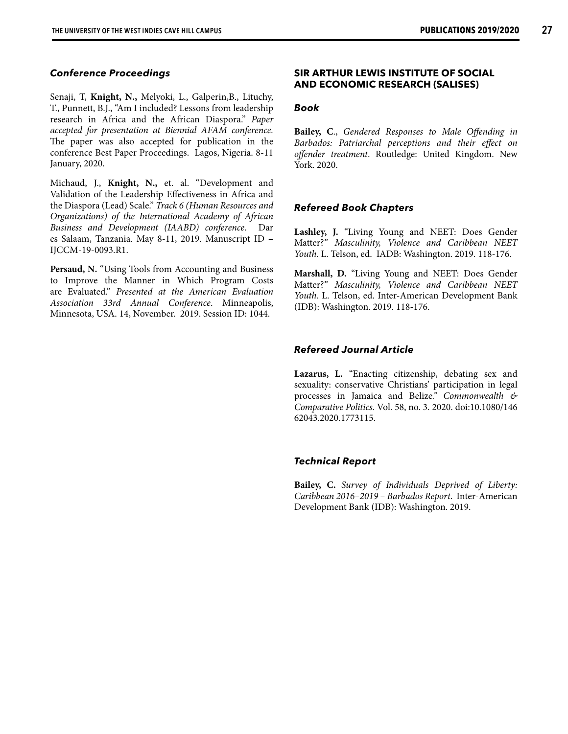### *Conference Proceedings*

Senaji, T, **Knight, N.,** Melyoki, L., Galperin,B., Lituchy, T., Punnett, B.J., "Am I included? Lessons from leadership research in Africa and the African Diaspora." *Paper accepted for presentation at Biennial AFAM conference.* The paper was also accepted for publication in the conference Best Paper Proceedings. Lagos, Nigeria. 8-11 January, 2020.

Michaud, J., **Knight, N.,** et. al. "Development and Validation of the Leadership Effectiveness in Africa and the Diaspora (Lead) Scale." *Track 6 (Human Resources and Organizations) of the International Academy of African Business and Development (IAABD) conference.* Dar es Salaam, Tanzania. May 8-11, 2019. Manuscript ID – IJCCM-19-0093.R1.

**Persaud, N.** "Using Tools from Accounting and Business to Improve the Manner in Which Program Costs are Evaluated." *Presented at the American Evaluation Association 33rd Annual Conference.* Minneapolis, Minnesota, USA. 14, November. 2019. Session ID: 1044.

## SIR ARTHUR LEWIS INSTITUTE OF SOCIAL AND ECONOMIC RESEARCH (SALISES)

### *Book*

**Bailey, C**., *Gendered Responses to Male Offending in Barbados: Patriarchal perceptions and their effect on offender treatment*. Routledge: United Kingdom. New York. 2020.

### *Refereed Book Chapters*

**Lashley, J.** "Living Young and NEET: Does Gender Matter?" *Masculinity, Violence and Caribbean NEET Youth.* L. Telson, ed. IADB: Washington. 2019. 118-176.

**Marshall, D.** "Living Young and NEET: Does Gender Matter?" *Masculinity, Violence and Caribbean NEET Youth.* L. Telson, ed. Inter-American Development Bank (IDB): Washington. 2019. 118-176.

### *Refereed Journal Article*

**Lazarus, L.** "Enacting citizenship, debating sex and sexuality: conservative Christians' participation in legal processes in Jamaica and Belize." *Commonwealth & Comparative Politics.* Vol. 58, no. 3. 2020. doi:10.1080/14662043.2020.1773115.

### *Technical Report*

**Bailey, C.** *Survey of Individuals Deprived of Liberty: Caribbean 2016–2019 – Barbados Report.* Inter-American Development Bank (IDB): Washington. 2019.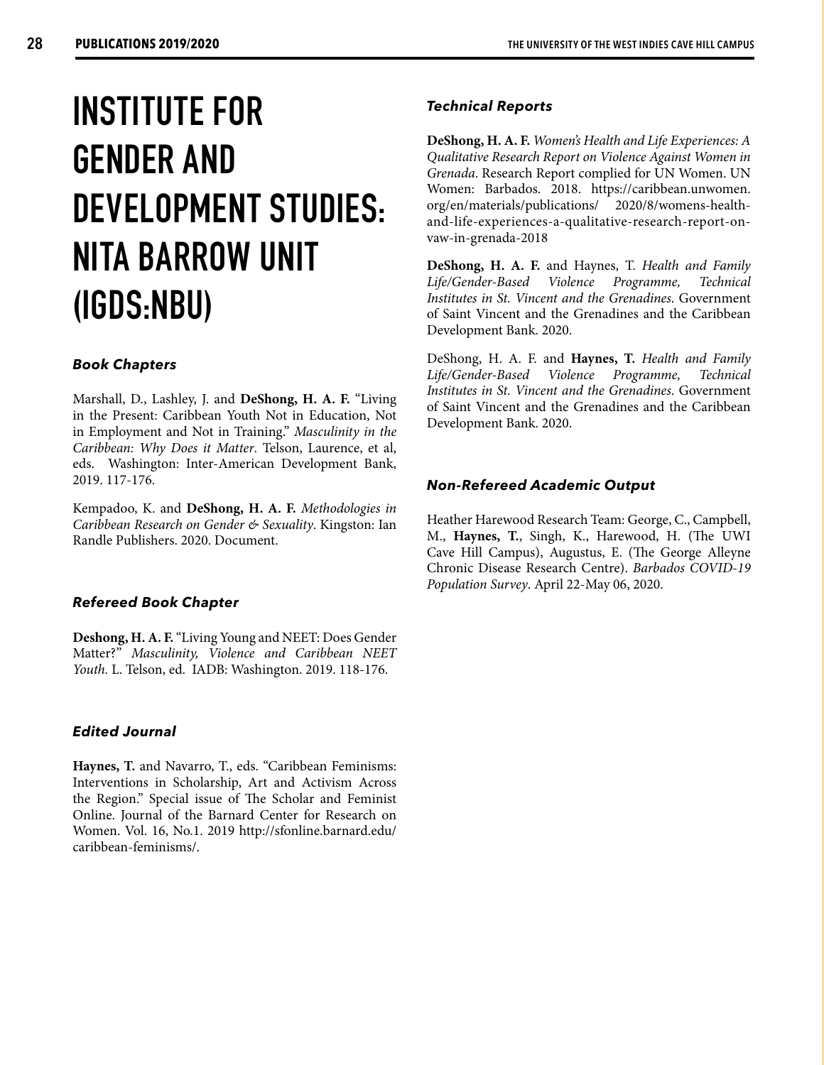# INSTITUTE FOR GENDER AND DEVELOPMENT STUDIES: NITA BARROW UNIT (IGDS:NBU)

### *Book Chapters*

Marshall, D., Lashley, J. and **DeShong, H. A. F.** "Living in the Present: Caribbean Youth Not in Education, Not in Employment and Not in Training." *Masculinity in the Caribbean: Why Does it Matter*. Telson, Laurence, et al, eds. Washington: Inter-American Development Bank, 2019. 117-176.

Kempadoo, K. and **DeShong, H. A. F.** *Methodologies in Caribbean Research on Gender & Sexuality*. Kingston: Ian Randle Publishers. 2020. Document.

### *Refereed Book Chapter*

**Deshong, H. A. F.** "Living Young and NEET: Does Gender Matter?" *Masculinity, Violence and Caribbean NEET Youth.* L. Telson, ed. IADB: Washington. 2019. 118-176.

### *Edited Journal*

**Haynes, T.** and Navarro, T., eds. "Caribbean Feminisms: Interventions in Scholarship, Art and Activism Across the Region." Special issue of The Scholar and Feminist Online. Journal of the Barnard Center for Research on Women. Vol. 16, No.1. 2019 http://sfonline.barnard.edu/caribbean-feminisms/.

### *Technical Reports*

**DeShong, H. A. F.** *Women's Health and Life Experiences: A Qualitative Research Report on Violence Against Women in Grenada*. Research Report complied for UN Women. UN Women: Barbados. 2018. https://caribbean.unwomen.org/en/materials/publications/ 2020/8/womens-health-and-life-experiences-a-qualitative-research-report-on-vaw-in-grenada-2018

**DeShong, H. A. F.** and Haynes, T. *Health and Family Life/Gender-Based Violence Programme, Technical Institutes in St. Vincent and the Grenadines*. Government of Saint Vincent and the Grenadines and the Caribbean Development Bank. 2020.

DeShong, H. A. F. and **Haynes, T.** *Health and Family Life/Gender-Based Violence Programme, Technical Institutes in St. Vincent and the Grenadines*. Government of Saint Vincent and the Grenadines and the Caribbean Development Bank. 2020.

### *Non-Refereed Academic Output*

Heather Harewood Research Team: George, C., Campbell, M., **Haynes, T.**, Singh, K., Harewood, H. (The UWI Cave Hill Campus), Augustus, E. (The George Alleyne Chronic Disease Research Centre). *Barbados COVID-19 Population Survey*. April 22-May 06, 2020.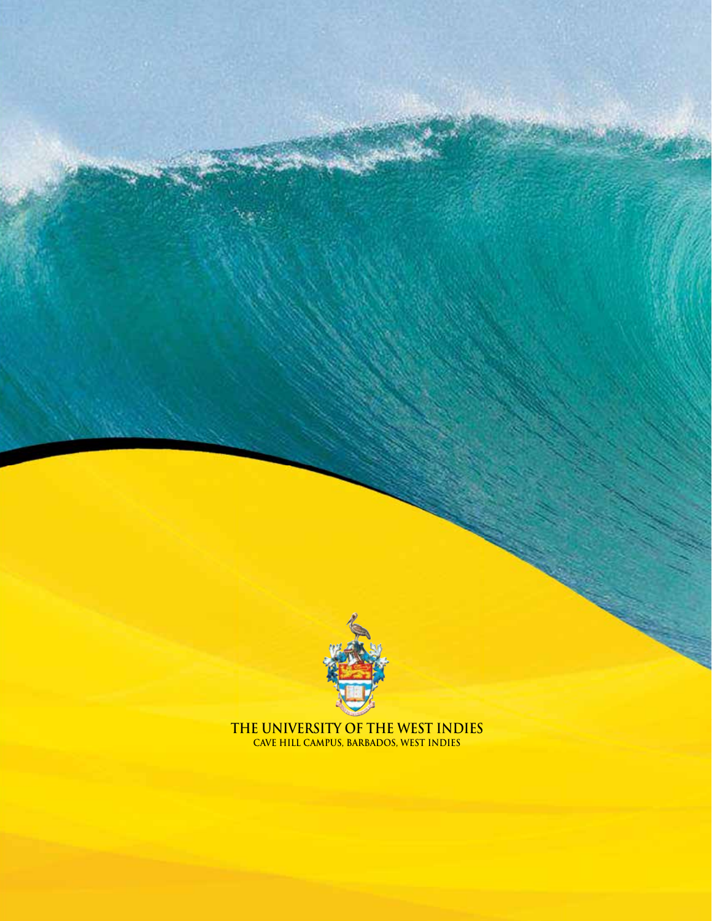THE UNIVERSITY OF THE WEST INDIES

CAVE HILL CAMPUS, BARBADOS, WEST INDIES